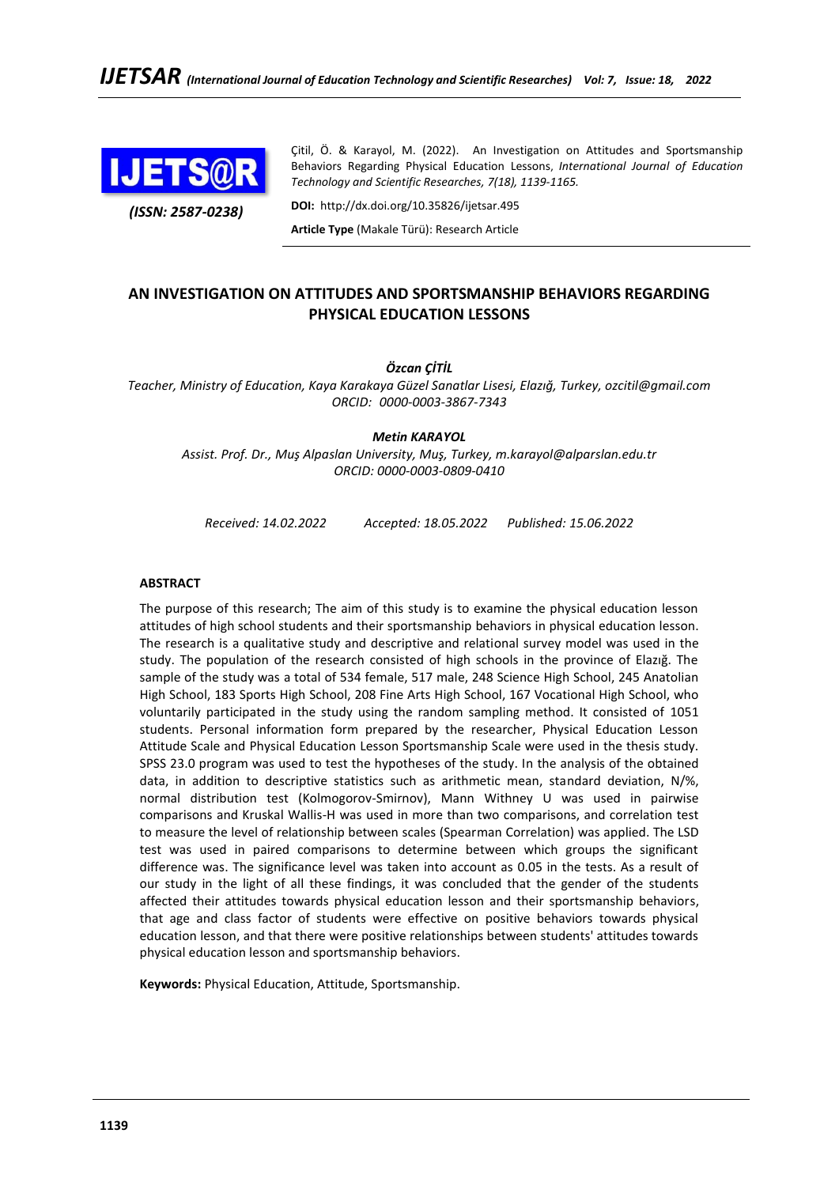Çitil, Ö. & Karayol, M. (2022). An Investigation on Attitudes and Sportsmanship Behaviors Regarding Physical Education Lessons, *International Journal of Education Technology and Scientific Researches, 7(18), 1139-1165.*

*(ISSN: 2587-0238)*

**DOI:** http://dx.doi.org/10.35826/ijetsar.495

**Article Type** (Makale Türü): Research Article

# AN INVESTIGATION ON ATTITUDES AND SPORTSMANSHIP BEHAVIORS REGARDING PHYSICAL EDUCATION LESSONS

***Özcan ÇİTİL***

*Teacher, Ministry of Education, Kaya Karakaya Güzel Sanatlar Lisesi, Elazığ, Turkey, ozcitil@gmail.com*
*ORCID: 0000-0003-3867-7343*

***Metin KARAYOL***

*Assist. Prof. Dr., Muş Alpaslan University, Muş, Turkey, m.karayol@alparslan.edu.tr*
*ORCID: 0000-0003-0809-0410*

*Received: 14.02.2022 Accepted: 18.05.2022 Published: 15.06.2022*

## ABSTRACT

The purpose of this research; The aim of this study is to examine the physical education lesson attitudes of high school students and their sportsmanship behaviors in physical education lesson. The research is a qualitative study and descriptive and relational survey model was used in the study. The population of the research consisted of high schools in the province of Elazığ. The sample of the study was a total of 534 female, 517 male, 248 Science High School, 245 Anatolian High School, 183 Sports High School, 208 Fine Arts High School, 167 Vocational High School, who voluntarily participated in the study using the random sampling method. It consisted of 1051 students. Personal information form prepared by the researcher, Physical Education Lesson Attitude Scale and Physical Education Lesson Sportsmanship Scale were used in the thesis study. SPSS 23.0 program was used to test the hypotheses of the study. In the analysis of the obtained data, in addition to descriptive statistics such as arithmetic mean, standard deviation, N/%, normal distribution test (Kolmogorov-Smirnov), Mann Withney U was used in pairwise comparisons and Kruskal Wallis-H was used in more than two comparisons, and correlation test to measure the level of relationship between scales (Spearman Correlation) was applied. The LSD test was used in paired comparisons to determine between which groups the significant difference was. The significance level was taken into account as 0.05 in the tests. As a result of our study in the light of all these findings, it was concluded that the gender of the students affected their attitudes towards physical education lesson and their sportsmanship behaviors, that age and class factor of students were effective on positive behaviors towards physical education lesson, and that there were positive relationships between students' attitudes towards physical education lesson and sportsmanship behaviors.

**Keywords:** Physical Education, Attitude, Sportsmanship.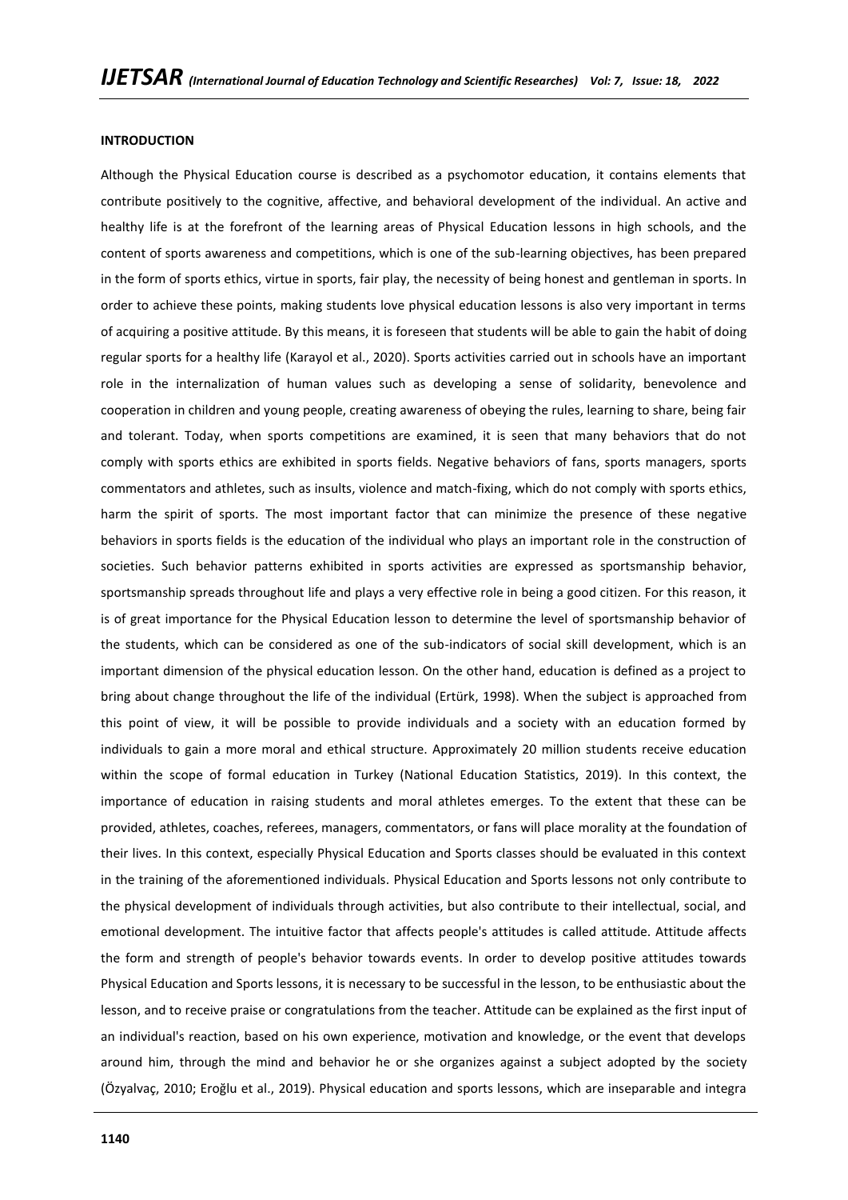## INTRODUCTION

Although the Physical Education course is described as a psychomotor education, it contains elements that contribute positively to the cognitive, affective, and behavioral development of the individual. An active and healthy life is at the forefront of the learning areas of Physical Education lessons in high schools, and the content of sports awareness and competitions, which is one of the sub-learning objectives, has been prepared in the form of sports ethics, virtue in sports, fair play, the necessity of being honest and gentleman in sports. In order to achieve these points, making students love physical education lessons is also very important in terms of acquiring a positive attitude. By this means, it is foreseen that students will be able to gain the habit of doing regular sports for a healthy life (Karayol et al., 2020). Sports activities carried out in schools have an important role in the internalization of human values such as developing a sense of solidarity, benevolence and cooperation in children and young people, creating awareness of obeying the rules, learning to share, being fair and tolerant. Today, when sports competitions are examined, it is seen that many behaviors that do not comply with sports ethics are exhibited in sports fields. Negative behaviors of fans, sports managers, sports commentators and athletes, such as insults, violence and match-fixing, which do not comply with sports ethics, harm the spirit of sports. The most important factor that can minimize the presence of these negative behaviors in sports fields is the education of the individual who plays an important role in the construction of societies. Such behavior patterns exhibited in sports activities are expressed as sportsmanship behavior, sportsmanship spreads throughout life and plays a very effective role in being a good citizen. For this reason, it is of great importance for the Physical Education lesson to determine the level of sportsmanship behavior of the students, which can be considered as one of the sub-indicators of social skill development, which is an important dimension of the physical education lesson. On the other hand, education is defined as a project to bring about change throughout the life of the individual (Ertürk, 1998). When the subject is approached from this point of view, it will be possible to provide individuals and a society with an education formed by individuals to gain a more moral and ethical structure. Approximately 20 million students receive education within the scope of formal education in Turkey (National Education Statistics, 2019). In this context, the importance of education in raising students and moral athletes emerges. To the extent that these can be provided, athletes, coaches, referees, managers, commentators, or fans will place morality at the foundation of their lives. In this context, especially Physical Education and Sports classes should be evaluated in this context in the training of the aforementioned individuals. Physical Education and Sports lessons not only contribute to the physical development of individuals through activities, but also contribute to their intellectual, social, and emotional development. The intuitive factor that affects people's attitudes is called attitude. Attitude affects the form and strength of people's behavior towards events. In order to develop positive attitudes towards Physical Education and Sports lessons, it is necessary to be successful in the lesson, to be enthusiastic about the lesson, and to receive praise or congratulations from the teacher. Attitude can be explained as the first input of an individual's reaction, based on his own experience, motivation and knowledge, or the event that develops around him, through the mind and behavior he or she organizes against a subject adopted by the society (Özyalvaç, 2010; Eroğlu et al., 2019). Physical education and sports lessons, which are inseparable and integra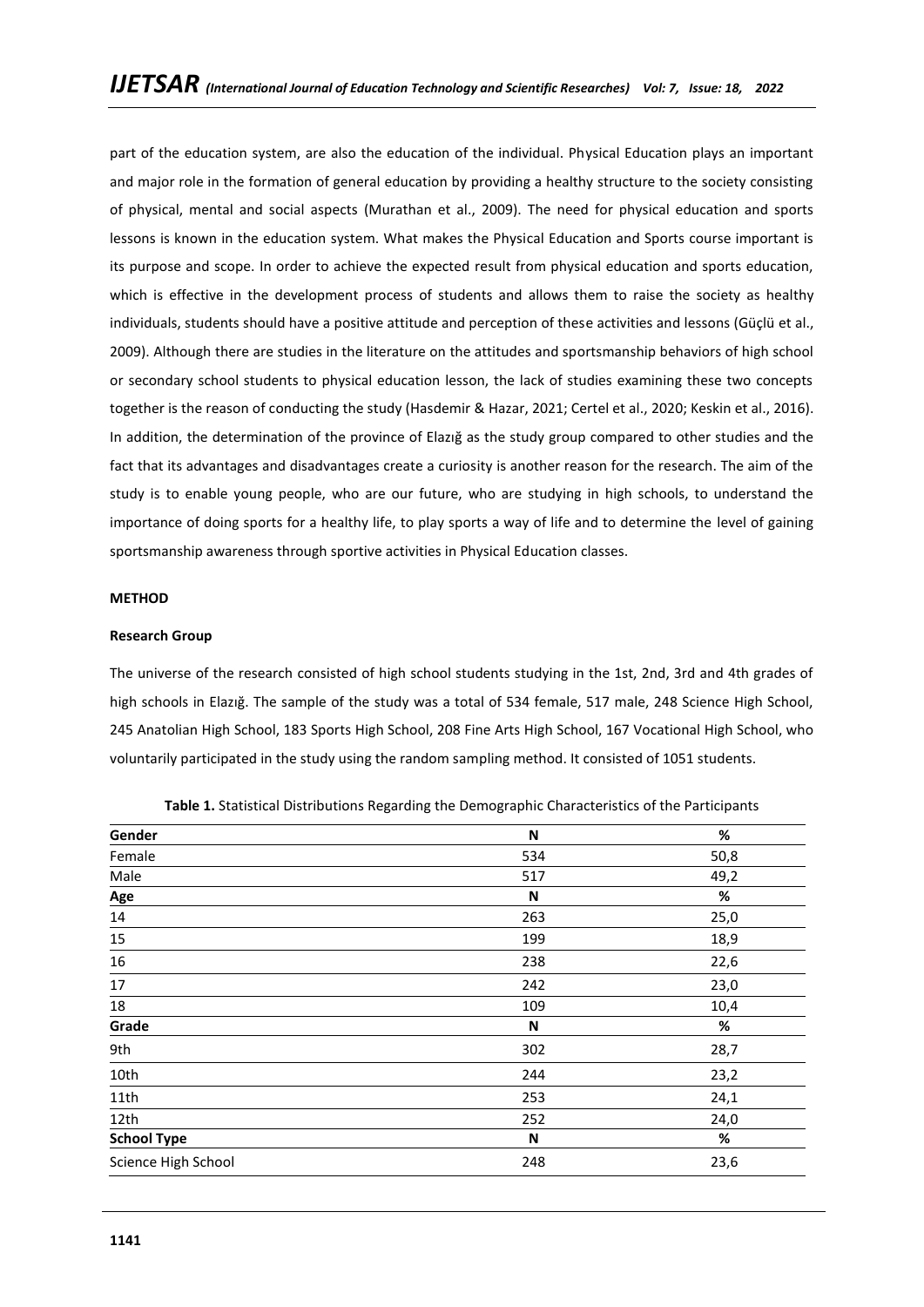part of the education system, are also the education of the individual. Physical Education plays an important and major role in the formation of general education by providing a healthy structure to the society consisting of physical, mental and social aspects (Murathan et al., 2009). The need for physical education and sports lessons is known in the education system. What makes the Physical Education and Sports course important is its purpose and scope. In order to achieve the expected result from physical education and sports education, which is effective in the development process of students and allows them to raise the society as healthy individuals, students should have a positive attitude and perception of these activities and lessons (Güçlü et al., 2009). Although there are studies in the literature on the attitudes and sportsmanship behaviors of high school or secondary school students to physical education lesson, the lack of studies examining these two concepts together is the reason of conducting the study (Hasdemir & Hazar, 2021; Certel et al., 2020; Keskin et al., 2016). In addition, the determination of the province of Elazığ as the study group compared to other studies and the fact that its advantages and disadvantages create a curiosity is another reason for the research. The aim of the study is to enable young people, who are our future, who are studying in high schools, to understand the importance of doing sports for a healthy life, to play sports a way of life and to determine the level of gaining sportsmanship awareness through sportive activities in Physical Education classes.

## METHOD

### Research Group

The universe of the research consisted of high school students studying in the 1st, 2nd, 3rd and 4th grades of high schools in Elazığ. The sample of the study was a total of 534 female, 517 male, 248 Science High School, 245 Anatolian High School, 183 Sports High School, 208 Fine Arts High School, 167 Vocational High School, who voluntarily participated in the study using the random sampling method. It consisted of 1051 students.

**Table 1.** Statistical Distributions Regarding the Demographic Characteristics of the Participants

| **Gender** | **N** | **%** |
|---|---|---|
| Female | 534 | 50,8 |
| Male | 517 | 49,2 |
| **Age** | **N** | **%** |
| 14 | 263 | 25,0 |
| 15 | 199 | 18,9 |
| 16 | 238 | 22,6 |
| 17 | 242 | 23,0 |
| 18 | 109 | 10,4 |
| **Grade** | **N** | **%** |
| 9th | 302 | 28,7 |
| 10th | 244 | 23,2 |
| 11th | 253 | 24,1 |
| 12th | 252 | 24,0 |
| **School Type** | **N** | **%** |
| Science High School | 248 | 23,6 |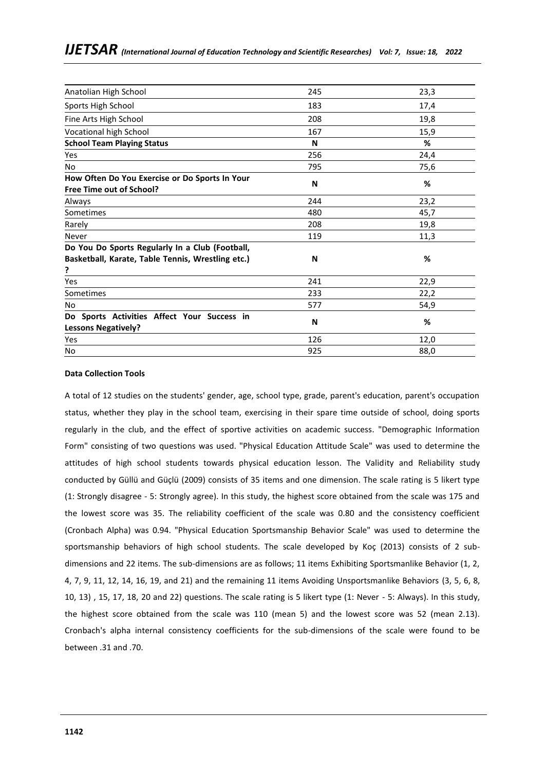| | | |
|---|---|---|
| Anatolian High School | 245 | 23,3 |
| Sports High School | 183 | 17,4 |
| Fine Arts High School | 208 | 19,8 |
| Vocational high School | 167 | 15,9 |
| **School Team Playing Status** | **N** | **%** |
| Yes | 256 | 24,4 |
| No | 795 | 75,6 |
| **How Often Do You Exercise or Do Sports In Your Free Time out of School?** | **N** | **%** |
| Always | 244 | 23,2 |
| Sometimes | 480 | 45,7 |
| Rarely | 208 | 19,8 |
| Never | 119 | 11,3 |
| **Do You Do Sports Regularly In a Club (Football, Basketball, Karate, Table Tennis, Wrestling etc.) ?** | **N** | **%** |
| Yes | 241 | 22,9 |
| Sometimes | 233 | 22,2 |
| No | 577 | 54,9 |
| **Do Sports Activities Affect Your Success in Lessons Negatively?** | **N** | **%** |
| Yes | 126 | 12,0 |
| No | 925 | 88,0 |

**Data Collection Tools**

A total of 12 studies on the students' gender, age, school type, grade, parent's education, parent's occupation status, whether they play in the school team, exercising in their spare time outside of school, doing sports regularly in the club, and the effect of sportive activities on academic success. "Demographic Information Form" consisting of two questions was used. "Physical Education Attitude Scale" was used to determine the attitudes of high school students towards physical education lesson. The Validity and Reliability study conducted by Güllü and Güçlü (2009) consists of 35 items and one dimension. The scale rating is 5 likert type (1: Strongly disagree - 5: Strongly agree). In this study, the highest score obtained from the scale was 175 and the lowest score was 35. The reliability coefficient of the scale was 0.80 and the consistency coefficient (Cronbach Alpha) was 0.94. "Physical Education Sportsmanship Behavior Scale" was used to determine the sportsmanship behaviors of high school students. The scale developed by Koç (2013) consists of 2 sub-dimensions and 22 items. The sub-dimensions are as follows; 11 items Exhibiting Sportsmanlike Behavior (1, 2, 4, 7, 9, 11, 12, 14, 16, 19, and 21) and the remaining 11 items Avoiding Unsportsmanlike Behaviors (3, 5, 6, 8, 10, 13) , 15, 17, 18, 20 and 22) questions. The scale rating is 5 likert type (1: Never - 5: Always). In this study, the highest score obtained from the scale was 110 (mean 5) and the lowest score was 52 (mean 2.13). Cronbach's alpha internal consistency coefficients for the sub-dimensions of the scale were found to be between .31 and .70.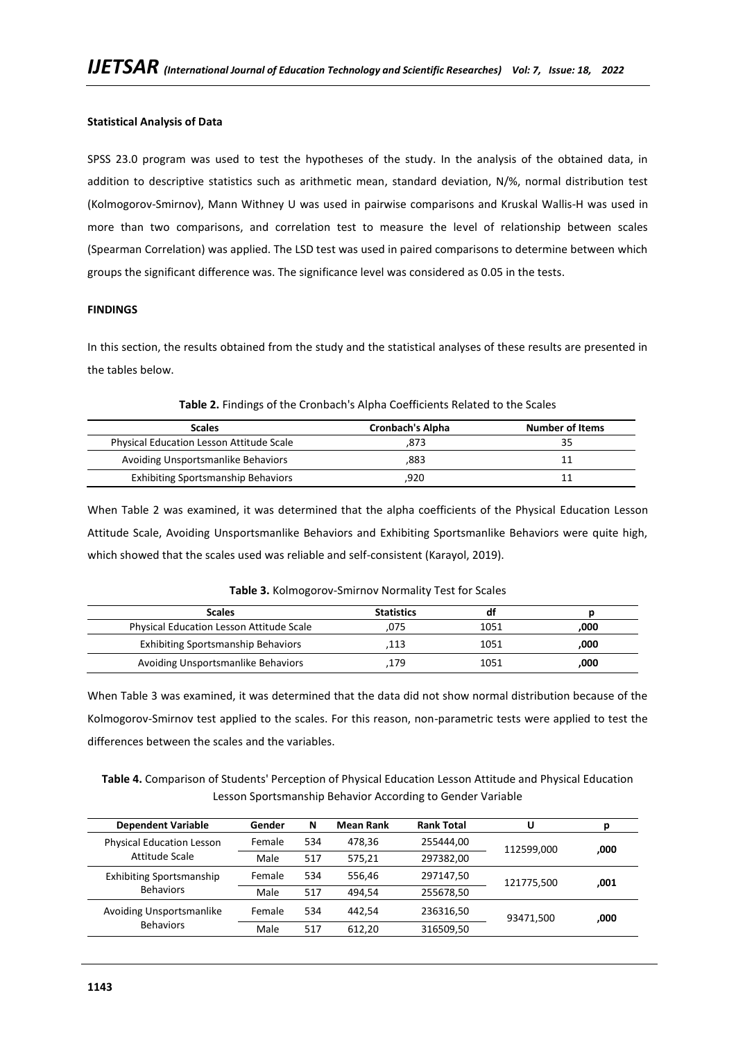**Statistical Analysis of Data**

SPSS 23.0 program was used to test the hypotheses of the study. In the analysis of the obtained data, in addition to descriptive statistics such as arithmetic mean, standard deviation, N/%, normal distribution test (Kolmogorov-Smirnov), Mann Withney U was used in pairwise comparisons and Kruskal Wallis-H was used in more than two comparisons, and correlation test to measure the level of relationship between scales (Spearman Correlation) was applied. The LSD test was used in paired comparisons to determine between which groups the significant difference was. The significance level was considered as 0.05 in the tests.

**FINDINGS**

In this section, the results obtained from the study and the statistical analyses of these results are presented in the tables below.

**Table 2.** Findings of the Cronbach's Alpha Coefficients Related to the Scales

| Scales | Cronbach's Alpha | Number of Items |
|---|---|---|
| Physical Education Lesson Attitude Scale | ,873 | 35 |
| Avoiding Unsportsmanlike Behaviors | ,883 | 11 |
| Exhibiting Sportsmanship Behaviors | ,920 | 11 |

When Table 2 was examined, it was determined that the alpha coefficients of the Physical Education Lesson Attitude Scale, Avoiding Unsportsmanlike Behaviors and Exhibiting Sportsmanlike Behaviors were quite high, which showed that the scales used was reliable and self-consistent (Karayol, 2019).

**Table 3.** Kolmogorov-Smirnov Normality Test for Scales

| Scales | Statistics | df | p |
|---|---|---|---|
| Physical Education Lesson Attitude Scale | ,075 | 1051 | **,000** |
| Exhibiting Sportsmanship Behaviors | ,113 | 1051 | **,000** |
| Avoiding Unsportsmanlike Behaviors | ,179 | 1051 | **,000** |

When Table 3 was examined, it was determined that the data did not show normal distribution because of the Kolmogorov-Smirnov test applied to the scales. For this reason, non-parametric tests were applied to test the differences between the scales and the variables.

**Table 4.** Comparison of Students' Perception of Physical Education Lesson Attitude and Physical Education Lesson Sportsmanship Behavior According to Gender Variable

| Dependent Variable | Gender | N | Mean Rank | Rank Total | U | p |
|---|---|---|---|---|---|---|
| Physical Education Lesson Attitude Scale | Female | 534 | 478,36 | 255444,00 | 112599,000 | **,000** |
| | Male | 517 | 575,21 | 297382,00 | | |
| Exhibiting Sportsmanship Behaviors | Female | 534 | 556,46 | 297147,50 | 121775,500 | **,001** |
| | Male | 517 | 494,54 | 255678,50 | | |
| Avoiding Unsportsmanlike Behaviors | Female | 534 | 442,54 | 236316,50 | 93471,500 | **,000** |
| | Male | 517 | 612,20 | 316509,50 | | |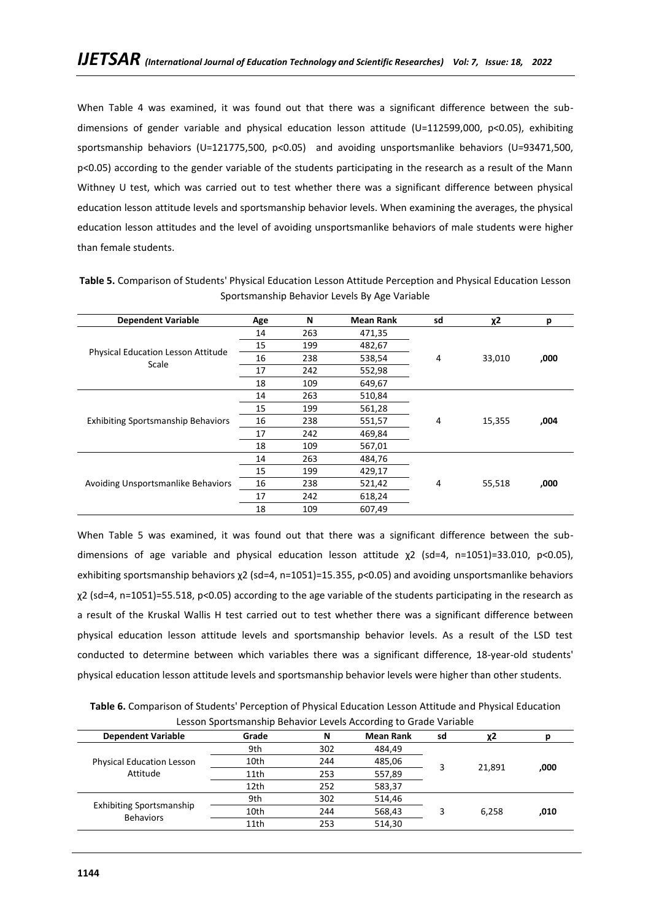When Table 4 was examined, it was found out that there was a significant difference between the sub-dimensions of gender variable and physical education lesson attitude (U=112599,000, p<0.05), exhibiting sportsmanship behaviors (U=121775,500, p<0.05) and avoiding unsportsmanlike behaviors (U=93471,500, p<0.05) according to the gender variable of the students participating in the research as a result of the Mann Withney U test, which was carried out to test whether there was a significant difference between physical education lesson attitude levels and sportsmanship behavior levels. When examining the averages, the physical education lesson attitudes and the level of avoiding unsportsmanlike behaviors of male students were higher than female students.

**Table 5.** Comparison of Students' Physical Education Lesson Attitude Perception and Physical Education Lesson Sportsmanship Behavior Levels By Age Variable

| Dependent Variable | Age | N | Mean Rank | sd | χ2 | p |
|---|---|---|---|---|---|---|
| Physical Education Lesson Attitude Scale | 14 | 263 | 471,35 | 4 | 33,010 | **,000** |
| | 15 | 199 | 482,67 | | | |
| | 16 | 238 | 538,54 | | | |
| | 17 | 242 | 552,98 | | | |
| | 18 | 109 | 649,67 | | | |
| Exhibiting Sportsmanship Behaviors | 14 | 263 | 510,84 | 4 | 15,355 | **,004** |
| | 15 | 199 | 561,28 | | | |
| | 16 | 238 | 551,57 | | | |
| | 17 | 242 | 469,84 | | | |
| | 18 | 109 | 567,01 | | | |
| Avoiding Unsportsmanlike Behaviors | 14 | 263 | 484,76 | 4 | 55,518 | **,000** |
| | 15 | 199 | 429,17 | | | |
| | 16 | 238 | 521,42 | | | |
| | 17 | 242 | 618,24 | | | |
| | 18 | 109 | 607,49 | | | |

When Table 5 was examined, it was found out that there was a significant difference between the sub-dimensions of age variable and physical education lesson attitude $\chi^2$ (sd=4, n=1051)=33.010, p<0.05), exhibiting sportsmanship behaviors $\chi^2$ (sd=4, n=1051)=15.355, p<0.05) and avoiding unsportsmanlike behaviors $\chi^2$ (sd=4, n=1051)=55.518, p<0.05) according to the age variable of the students participating in the research as a result of the Kruskal Wallis H test carried out to test whether there was a significant difference between physical education lesson attitude levels and sportsmanship behavior levels. As a result of the LSD test conducted to determine between which variables there was a significant difference, 18-year-old students' physical education lesson attitude levels and sportsmanship behavior levels were higher than other students.

**Table 6.** Comparison of Students' Perception of Physical Education Lesson Attitude and Physical Education Lesson Sportsmanship Behavior Levels According to Grade Variable

| Dependent Variable | Grade | N | Mean Rank | sd | χ2 | p |
|---|---|---|---|---|---|---|
| Physical Education Lesson Attitude | 9th | 302 | 484,49 | 3 | 21,891 | **,000** |
| | 10th | 244 | 485,06 | | | |
| | 11th | 253 | 557,89 | | | |
| | 12th | 252 | 583,37 | | | |
| Exhibiting Sportsmanship Behaviors | 9th | 302 | 514,46 | 3 | 6,258 | **,010** |
| | 10th | 244 | 568,43 | | | |
| | 11th | 253 | 514,30 | | | |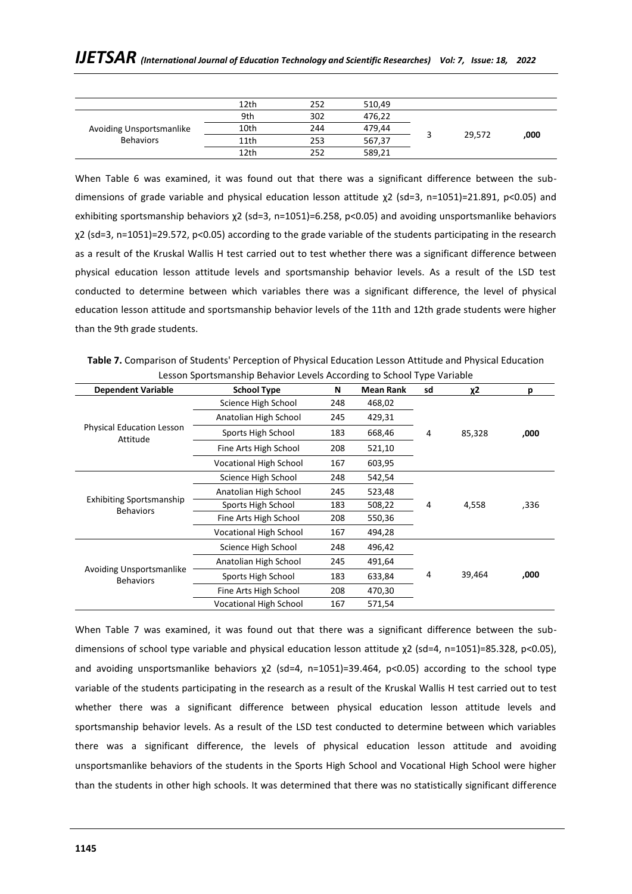| | 12th | 252 | 510,49 | | | |
|---|---|---|---|---|---|---|
| Avoiding Unsportsmanlike Behaviors | 9th | 302 | 476,22 | 3 | 29,572 | **,000** |
| | 10th | 244 | 479,44 | | | |
| | 11th | 253 | 567,37 | | | |
| | 12th | 252 | 589,21 | | | |

When Table 6 was examined, it was found out that there was a significant difference between the sub-dimensions of grade variable and physical education lesson attitude χ2 (sd=3, n=1051)=21.891, p<0.05) and exhibiting sportsmanship behaviors χ2 (sd=3, n=1051)=6.258, p<0.05) and avoiding unsportsmanlike behaviors χ2 (sd=3, n=1051)=29.572, p<0.05) according to the grade variable of the students participating in the research as a result of the Kruskal Wallis H test carried out to test whether there was a significant difference between physical education lesson attitude levels and sportsmanship behavior levels. As a result of the LSD test conducted to determine between which variables there was a significant difference, the level of physical education lesson attitude and sportsmanship behavior levels of the 11th and 12th grade students were higher than the 9th grade students.

**Table 7.** Comparison of Students' Perception of Physical Education Lesson Attitude and Physical Education Lesson Sportsmanship Behavior Levels According to School Type Variable

| Dependent Variable | School Type | N | Mean Rank | sd | χ2 | p |
|---|---|---|---|---|---|---|
| Physical Education Lesson Attitude | Science High School | 248 | 468,02 | 4 | 85,328 | **,000** |
| | Anatolian High School | 245 | 429,31 | | | |
| | Sports High School | 183 | 668,46 | | | |
| | Fine Arts High School | 208 | 521,10 | | | |
| | Vocational High School | 167 | 603,95 | | | |
| Exhibiting Sportsmanship Behaviors | Science High School | 248 | 542,54 | 4 | 4,558 | ,336 |
| | Anatolian High School | 245 | 523,48 | | | |
| | Sports High School | 183 | 508,22 | | | |
| | Fine Arts High School | 208 | 550,36 | | | |
| | Vocational High School | 167 | 494,28 | | | |
| Avoiding Unsportsmanlike Behaviors | Science High School | 248 | 496,42 | 4 | 39,464 | **,000** |
| | Anatolian High School | 245 | 491,64 | | | |
| | Sports High School | 183 | 633,84 | | | |
| | Fine Arts High School | 208 | 470,30 | | | |
| | Vocational High School | 167 | 571,54 | | | |

When Table 7 was examined, it was found out that there was a significant difference between the sub-dimensions of school type variable and physical education lesson attitude χ2 (sd=4, n=1051)=85.328, p<0.05), and avoiding unsportsmanlike behaviors χ2 (sd=4, n=1051)=39.464, p<0.05) according to the school type variable of the students participating in the research as a result of the Kruskal Wallis H test carried out to test whether there was a significant difference between physical education lesson attitude levels and sportsmanship behavior levels. As a result of the LSD test conducted to determine between which variables there was a significant difference, the levels of physical education lesson attitude and avoiding unsportsmanlike behaviors of the students in the Sports High School and Vocational High School were higher than the students in other high schools. It was determined that there was no statistically significant difference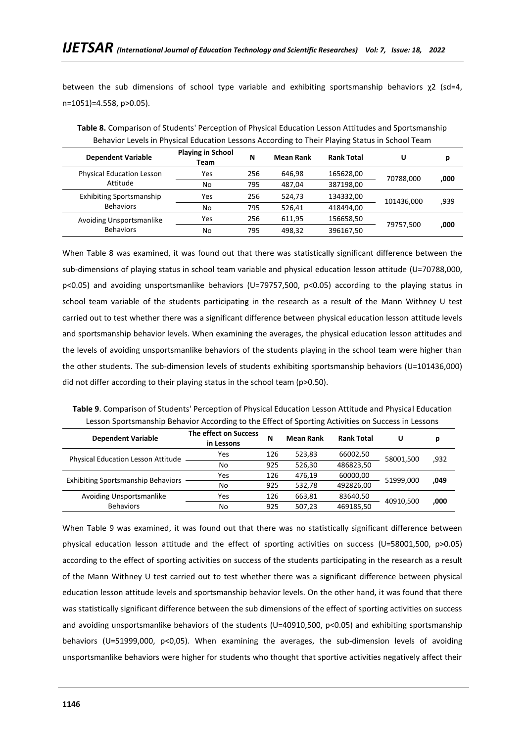between the sub dimensions of school type variable and exhibiting sportsmanship behaviors $\chi2$ (sd=4, n=1051)=4.558, p>0.05).

**Table 8.** Comparison of Students' Perception of Physical Education Lesson Attitudes and Sportsmanship Behavior Levels in Physical Education Lessons According to Their Playing Status in School Team

| Dependent Variable | Playing in School Team | N | Mean Rank | Rank Total | U | p |
|---|---|---|---|---|---|---|
| Physical Education Lesson Attitude | Yes | 256 | 646,98 | 165628,00 | 70788,000 | **,000** |
| | No | 795 | 487,04 | 387198,00 | | |
| Exhibiting Sportsmanship Behaviors | Yes | 256 | 524,73 | 134332,00 | 101436,000 | ,939 |
| | No | 795 | 526,41 | 418494,00 | | |
| Avoiding Unsportsmanlike Behaviors | Yes | 256 | 611,95 | 156658,50 | 79757,500 | **,000** |
| | No | 795 | 498,32 | 396167,50 | | |

When Table 8 was examined, it was found out that there was statistically significant difference between the sub-dimensions of playing status in school team variable and physical education lesson attitude (U=70788,000, p<0.05) and avoiding unsportsmanlike behaviors (U=79757,500, p<0.05) according to the playing status in school team variable of the students participating in the research as a result of the Mann Withney U test carried out to test whether there was a significant difference between physical education lesson attitude levels and sportsmanship behavior levels. When examining the averages, the physical education lesson attitudes and the levels of avoiding unsportsmanlike behaviors of the students playing in the school team were higher than the other students. The sub-dimension levels of students exhibiting sportsmanship behaviors (U=101436,000) did not differ according to their playing status in the school team (p>0.50).

**Table 9**. Comparison of Students' Perception of Physical Education Lesson Attitude and Physical Education Lesson Sportsmanship Behavior According to the Effect of Sporting Activities on Success in Lessons

| Dependent Variable | The effect on Success in Lessons | N | Mean Rank | Rank Total | U | p |
|---|---|---|---|---|---|---|
| Physical Education Lesson Attitude | Yes | 126 | 523,83 | 66002,50 | 58001,500 | ,932 |
| | No | 925 | 526,30 | 486823,50 | | |
| Exhibiting Sportsmanship Behaviors | Yes | 126 | 476,19 | 60000,00 | 51999,000 | **,049** |
| | No | 925 | 532,78 | 492826,00 | | |
| Avoiding Unsportsmanlike Behaviors | Yes | 126 | 663,81 | 83640,50 | 40910,500 | **,000** |
| | No | 925 | 507,23 | 469185,50 | | |

When Table 9 was examined, it was found out that there was no statistically significant difference between physical education lesson attitude and the effect of sporting activities on success (U=58001,500, p>0.05) according to the effect of sporting activities on success of the students participating in the research as a result of the Mann Withney U test carried out to test whether there was a significant difference between physical education lesson attitude levels and sportsmanship behavior levels. On the other hand, it was found that there was statistically significant difference between the sub dimensions of the effect of sporting activities on success and avoiding unsportsmanlike behaviors of the students (U=40910,500, p<0.05) and exhibiting sportsmanship behaviors (U=51999,000, p<0,05). When examining the averages, the sub-dimension levels of avoiding unsportsmanlike behaviors were higher for students who thought that sportive activities negatively affect their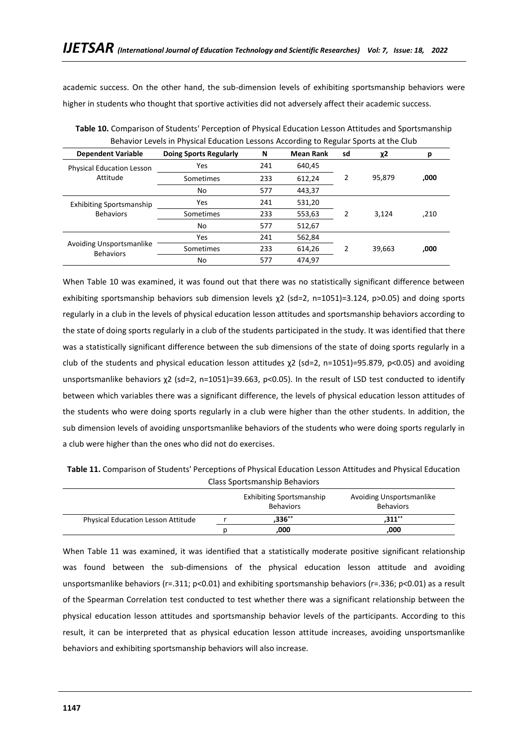academic success. On the other hand, the sub-dimension levels of exhibiting sportsmanship behaviors were higher in students who thought that sportive activities did not adversely affect their academic success.

**Table 10.** Comparison of Students' Perception of Physical Education Lesson Attitudes and Sportsmanship Behavior Levels in Physical Education Lessons According to Regular Sports at the Club

| Dependent Variable | Doing Sports Regularly | N | Mean Rank | sd | χ2 | p |
|---|---|---|---|---|---|---|
| Physical Education Lesson Attitude | Yes | 241 | 640,45 | 2 | 95,879 | **,000** |
| | Sometimes | 233 | 612,24 | | | |
| | No | 577 | 443,37 | | | |
| Exhibiting Sportsmanship Behaviors | Yes | 241 | 531,20 | 2 | 3,124 | ,210 |
| | Sometimes | 233 | 553,63 | | | |
| | No | 577 | 512,67 | | | |
| Avoiding Unsportsmanlike Behaviors | Yes | 241 | 562,84 | 2 | 39,663 | **,000** |
| | Sometimes | 233 | 614,26 | | | |
| | No | 577 | 474,97 | | | |

When Table 10 was examined, it was found out that there was no statistically significant difference between exhibiting sportsmanship behaviors sub dimension levels $\chi^2$ (sd=2, n=1051)=3.124, $p>0.05$) and doing sports regularly in a club in the levels of physical education lesson attitudes and sportsmanship behaviors according to the state of doing sports regularly in a club of the students participated in the study. It was identified that there was a statistically significant difference between the sub dimensions of the state of doing sports regularly in a club of the students and physical education lesson attitudes $\chi^2$ (sd=2, n=1051)=95.879, $p<0.05$) and avoiding unsportsmanlike behaviors $\chi^2$ (sd=2, n=1051)=39.663, $p<0.05$). In the result of LSD test conducted to identify between which variables there was a significant difference, the levels of physical education lesson attitudes of the students who were doing sports regularly in a club were higher than the other students. In addition, the sub dimension levels of avoiding unsportsmanlike behaviors of the students who were doing sports regularly in a club were higher than the ones who did not do exercises.

**Table 11.** Comparison of Students' Perceptions of Physical Education Lesson Attitudes and Physical Education Class Sportsmanship Behaviors

| | | Exhibiting Sportsmanship Behaviors | Avoiding Unsportsmanlike Behaviors |
|---|---|---|---|
| Physical Education Lesson Attitude | r | **,336**\*\* | **,311**\*\* |
| | p | **,000** | **,000** |

When Table 11 was examined, it was identified that a statistically moderate positive significant relationship was found between the sub-dimensions of the physical education lesson attitude and avoiding unsportsmanlike behaviors (r=.311; $p<0.01$) and exhibiting sportsmanship behaviors (r=.336; $p<0.01$) as a result of the Spearman Correlation test conducted to test whether there was a significant relationship between the physical education lesson attitudes and sportsmanship behavior levels of the participants. According to this result, it can be interpreted that as physical education lesson attitude increases, avoiding unsportsmanlike behaviors and exhibiting sportsmanship behaviors will also increase.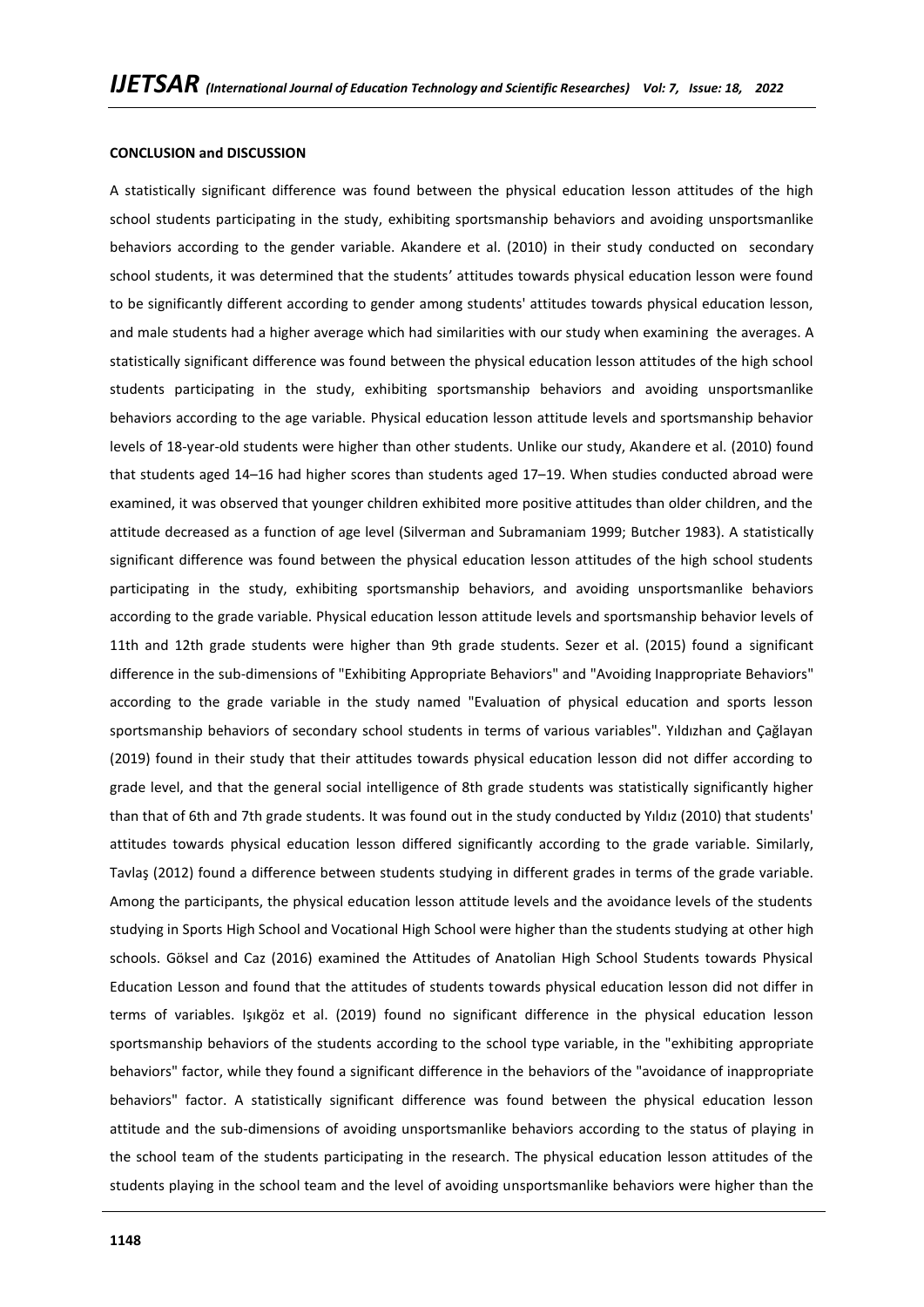**CONCLUSION and DISCUSSION**

A statistically significant difference was found between the physical education lesson attitudes of the high school students participating in the study, exhibiting sportsmanship behaviors and avoiding unsportsmanlike behaviors according to the gender variable. Akandere et al. (2010) in their study conducted on secondary school students, it was determined that the students' attitudes towards physical education lesson were found to be significantly different according to gender among students' attitudes towards physical education lesson, and male students had a higher average which had similarities with our study when examining the averages. A statistically significant difference was found between the physical education lesson attitudes of the high school students participating in the study, exhibiting sportsmanship behaviors and avoiding unsportsmanlike behaviors according to the age variable. Physical education lesson attitude levels and sportsmanship behavior levels of 18-year-old students were higher than other students. Unlike our study, Akandere et al. (2010) found that students aged 14–16 had higher scores than students aged 17–19. When studies conducted abroad were examined, it was observed that younger children exhibited more positive attitudes than older children, and the attitude decreased as a function of age level (Silverman and Subramaniam 1999; Butcher 1983). A statistically significant difference was found between the physical education lesson attitudes of the high school students participating in the study, exhibiting sportsmanship behaviors, and avoiding unsportsmanlike behaviors according to the grade variable. Physical education lesson attitude levels and sportsmanship behavior levels of 11th and 12th grade students were higher than 9th grade students. Sezer et al. (2015) found a significant difference in the sub-dimensions of "Exhibiting Appropriate Behaviors" and "Avoiding Inappropriate Behaviors" according to the grade variable in the study named "Evaluation of physical education and sports lesson sportsmanship behaviors of secondary school students in terms of various variables". Yıldızhan and Çağlayan (2019) found in their study that their attitudes towards physical education lesson did not differ according to grade level, and that the general social intelligence of 8th grade students was statistically significantly higher than that of 6th and 7th grade students. It was found out in the study conducted by Yıldız (2010) that students' attitudes towards physical education lesson differed significantly according to the grade variable. Similarly, Tavlaş (2012) found a difference between students studying in different grades in terms of the grade variable. Among the participants, the physical education lesson attitude levels and the avoidance levels of the students studying in Sports High School and Vocational High School were higher than the students studying at other high schools. Göksel and Caz (2016) examined the Attitudes of Anatolian High School Students towards Physical Education Lesson and found that the attitudes of students towards physical education lesson did not differ in terms of variables. Işıkgöz et al. (2019) found no significant difference in the physical education lesson sportsmanship behaviors of the students according to the school type variable, in the "exhibiting appropriate behaviors" factor, while they found a significant difference in the behaviors of the "avoidance of inappropriate behaviors" factor. A statistically significant difference was found between the physical education lesson attitude and the sub-dimensions of avoiding unsportsmanlike behaviors according to the status of playing in the school team of the students participating in the research. The physical education lesson attitudes of the students playing in the school team and the level of avoiding unsportsmanlike behaviors were higher than the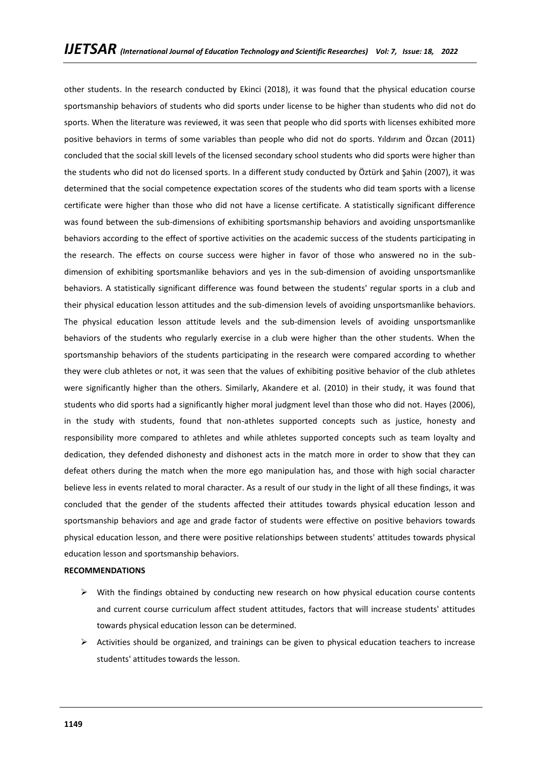other students. In the research conducted by Ekinci (2018), it was found that the physical education course sportsmanship behaviors of students who did sports under license to be higher than students who did not do sports. When the literature was reviewed, it was seen that people who did sports with licenses exhibited more positive behaviors in terms of some variables than people who did not do sports. Yıldırım and Özcan (2011) concluded that the social skill levels of the licensed secondary school students who did sports were higher than the students who did not do licensed sports. In a different study conducted by Öztürk and Şahin (2007), it was determined that the social competence expectation scores of the students who did team sports with a license certificate were higher than those who did not have a license certificate. A statistically significant difference was found between the sub-dimensions of exhibiting sportsmanship behaviors and avoiding unsportsmanlike behaviors according to the effect of sportive activities on the academic success of the students participating in the research. The effects on course success were higher in favor of those who answered no in the sub-dimension of exhibiting sportsmanlike behaviors and yes in the sub-dimension of avoiding unsportsmanlike behaviors. A statistically significant difference was found between the students' regular sports in a club and their physical education lesson attitudes and the sub-dimension levels of avoiding unsportsmanlike behaviors. The physical education lesson attitude levels and the sub-dimension levels of avoiding unsportsmanlike behaviors of the students who regularly exercise in a club were higher than the other students. When the sportsmanship behaviors of the students participating in the research were compared according to whether they were club athletes or not, it was seen that the values of exhibiting positive behavior of the club athletes were significantly higher than the others. Similarly, Akandere et al. (2010) in their study, it was found that students who did sports had a significantly higher moral judgment level than those who did not. Hayes (2006), in the study with students, found that non-athletes supported concepts such as justice, honesty and responsibility more compared to athletes and while athletes supported concepts such as team loyalty and dedication, they defended dishonesty and dishonest acts in the match more in order to show that they can defeat others during the match when the more ego manipulation has, and those with high social character believe less in events related to moral character. As a result of our study in the light of all these findings, it was concluded that the gender of the students affected their attitudes towards physical education lesson and sportsmanship behaviors and age and grade factor of students were effective on positive behaviors towards physical education lesson, and there were positive relationships between students' attitudes towards physical education lesson and sportsmanship behaviors.

**RECOMMENDATIONS**

- With the findings obtained by conducting new research on how physical education course contents and current course curriculum affect student attitudes, factors that will increase students' attitudes towards physical education lesson can be determined.
- Activities should be organized, and trainings can be given to physical education teachers to increase students' attitudes towards the lesson.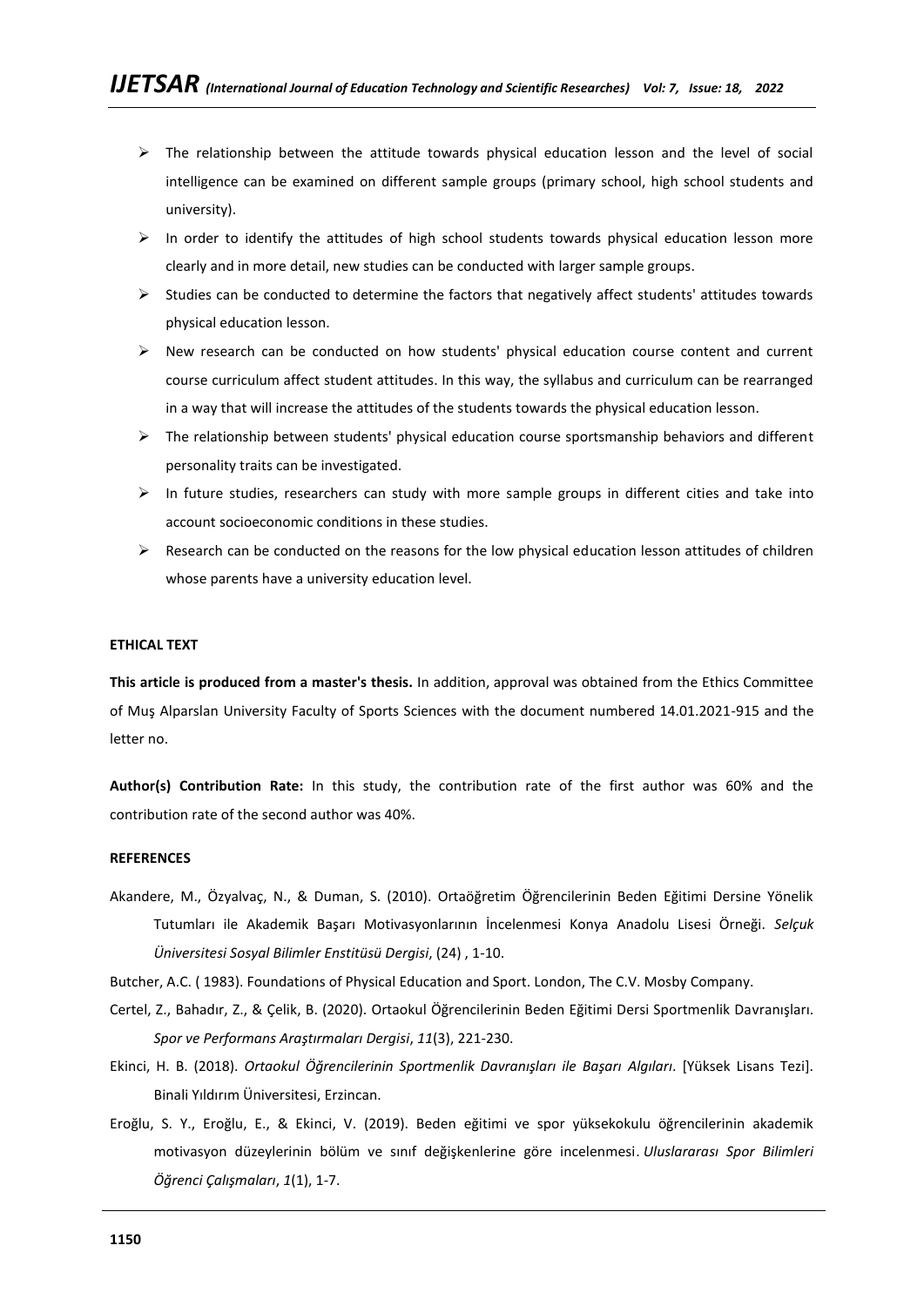- The relationship between the attitude towards physical education lesson and the level of social intelligence can be examined on different sample groups (primary school, high school students and university).
- In order to identify the attitudes of high school students towards physical education lesson more clearly and in more detail, new studies can be conducted with larger sample groups.
- Studies can be conducted to determine the factors that negatively affect students' attitudes towards physical education lesson.
- New research can be conducted on how students' physical education course content and current course curriculum affect student attitudes. In this way, the syllabus and curriculum can be rearranged in a way that will increase the attitudes of the students towards the physical education lesson.
- The relationship between students' physical education course sportsmanship behaviors and different personality traits can be investigated.
- In future studies, researchers can study with more sample groups in different cities and take into account socioeconomic conditions in these studies.
- Research can be conducted on the reasons for the low physical education lesson attitudes of children whose parents have a university education level.

**ETHICAL TEXT**

**This article is produced from a master's thesis.** In addition, approval was obtained from the Ethics Committee of Muş Alparslan University Faculty of Sports Sciences with the document numbered 14.01.2021-915 and the letter no.

**Author(s) Contribution Rate:** In this study, the contribution rate of the first author was 60% and the contribution rate of the second author was 40%.

**REFERENCES**

Akandere, M., Özyalvaç, N., & Duman, S. (2010). Ortaöğretim Öğrencilerinin Beden Eğitimi Dersine Yönelik Tutumları ile Akademik Başarı Motivasyonlarının İncelenmesi Konya Anadolu Lisesi Örneği. *Selçuk Üniversitesi Sosyal Bilimler Enstitüsü Dergisi*, (24) , 1-10.

Butcher, A.C. ( 1983). Foundations of Physical Education and Sport. London, The C.V. Mosby Company.

Certel, Z., Bahadır, Z., & Çelik, B. (2020). Ortaokul Öğrencilerinin Beden Eğitimi Dersi Sportmenlik Davranışları. *Spor ve Performans Araştırmaları Dergisi*, *11*(3), 221-230.

Ekinci, H. B. (2018). *Ortaokul Öğrencilerinin Sportmenlik Davranışları ile Başarı Algıları*. [Yüksek Lisans Tezi]. Binali Yıldırım Üniversitesi, Erzincan.

Eroğlu, S. Y., Eroğlu, E., & Ekinci, V. (2019). Beden eğitimi ve spor yüksekokulu öğrencilerinin akademik motivasyon düzeylerinin bölüm ve sınıf değişkenlerine göre incelenmesi. *Uluslararası Spor Bilimleri Öğrenci Çalışmaları*, *1*(1), 1-7.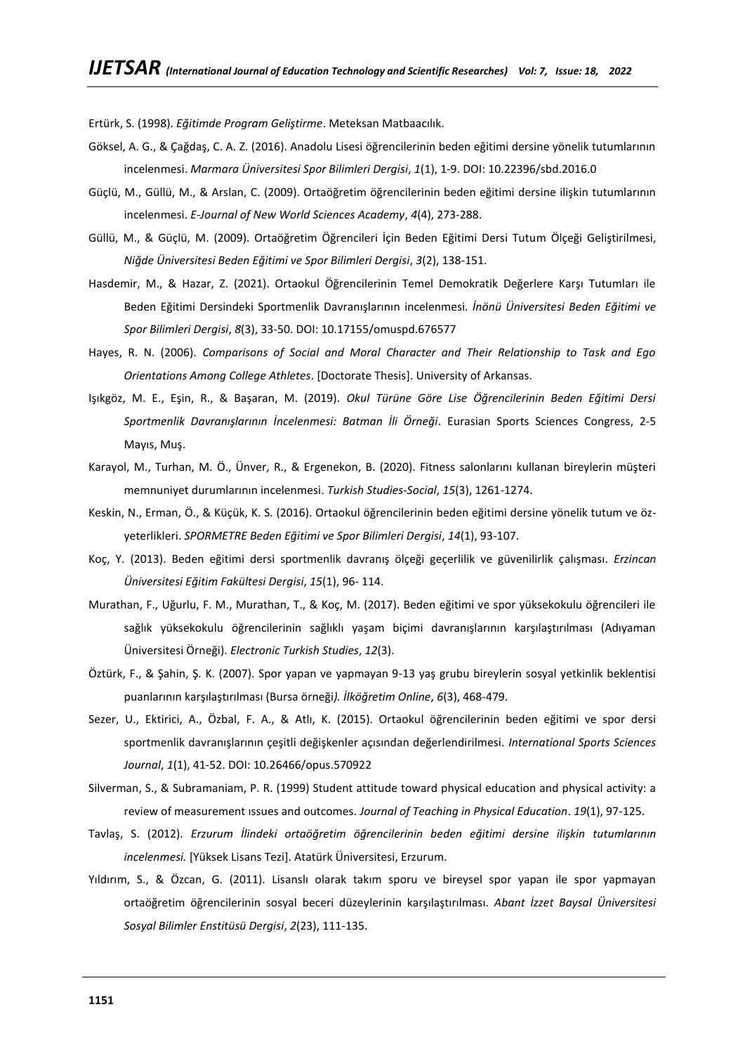Ertürk, S. (1998). *Eğitimde Program Geliştirme*. Meteksan Matbaacılık.

Göksel, A. G., & Çağdaş, C. A. Z. (2016). Anadolu Lisesi öğrencilerinin beden eğitimi dersine yönelik tutumlarının incelenmesi. *Marmara Üniversitesi Spor Bilimleri Dergisi*, *1*(1), 1-9. DOI: 10.22396/sbd.2016.0

Güçlü, M., Güllü, M., & Arslan, C. (2009). Ortaöğretim öğrencilerinin beden eğitimi dersine ilişkin tutumlarının incelenmesi. *E-Journal of New World Sciences Academy*, *4*(4), 273-288.

Güllü, M., & Güçlü, M. (2009). Ortaöğretim Öğrencileri İçin Beden Eğitimi Dersi Tutum Ölçeği Geliştirilmesi, *Niğde Üniversitesi Beden Eğitimi ve Spor Bilimleri Dergisi*, *3*(2), 138-151.

Hasdemir, M., & Hazar, Z. (2021). Ortaokul Öğrencilerinin Temel Demokratik Değerlere Karşı Tutumları ile Beden Eğitimi Dersindeki Sportmenlik Davranışlarının incelenmesi. *İnönü Üniversitesi Beden Eğitimi ve Spor Bilimleri Dergisi*, *8*(3), 33-50. DOI: 10.17155/omuspd.676577

Hayes, R. N. (2006). *Comparisons of Social and Moral Character and Their Relationship to Task and Ego Orientations Among College Athletes*. [Doctorate Thesis]. University of Arkansas.

Işıkgöz, M. E., Eşin, R., & Başaran, M. (2019). *Okul Türüne Göre Lise Öğrencilerinin Beden Eğitimi Dersi Sportmenlik Davranışlarının İncelenmesi: Batman İli Örneği*. Eurasian Sports Sciences Congress, 2-5 Mayıs, Muş.

Karayol, M., Turhan, M. Ö., Ünver, R., & Ergenekon, B. (2020). Fitness salonlarını kullanan bireylerin müşteri memnuniyet durumlarının incelenmesi. *Turkish Studies-Social*, *15*(3), 1261-1274.

Keskin, N., Erman, Ö., & Küçük, K. S. (2016). Ortaokul öğrencilerinin beden eğitimi dersine yönelik tutum ve öz-yeterlikleri. *SPORMETRE Beden Eğitimi ve Spor Bilimleri Dergisi*, *14*(1), 93-107.

Koç, Y. (2013). Beden eğitimi dersi sportmenlik davranış ölçeği geçerlilik ve güvenilirlik çalışması. *Erzincan Üniversitesi Eğitim Fakültesi Dergisi*, *15*(1), 96- 114.

Murathan, F., Uğurlu, F. M., Murathan, T., & Koç, M. (2017). Beden eğitimi ve spor yüksekokulu öğrencileri ile sağlık yüksekokulu öğrencilerinin sağlıklı yaşam biçimi davranışlarının karşılaştırılması (Adıyaman Üniversitesi Örneği). *Electronic Turkish Studies*, *12*(3).

Öztürk, F., & Şahin, Ş. K. (2007). Spor yapan ve yapmayan 9-13 yaş grubu bireylerin sosyal yetkinlik beklentisi puanlarının karşılaştırılması (Bursa örneği*). İlköğretim Online*, *6*(3), 468-479.

Sezer, U., Ektirici, A., Özbal, F. A., & Atlı, K. (2015). Ortaokul öğrencilerinin beden eğitimi ve spor dersi sportmenlik davranışlarının çeşitli değişkenler açısından değerlendirilmesi. *International Sports Sciences Journal*, *1*(1), 41-52. DOI: 10.26466/opus.570922

Silverman, S., & Subramaniam, P. R. (1999) Student attitude toward physical education and physical activity: a review of measurement ıssues and outcomes. *Journal of Teaching in Physical Education*. *19*(1), 97-125.

Tavlaş, S. (2012). *Erzurum İlindeki ortaöğretim öğrencilerinin beden eğitimi dersine ilişkin tutumlarının incelenmesi.* [Yüksek Lisans Tezi]. Atatürk Üniversitesi, Erzurum.

Yıldırım, S., & Özcan, G. (2011). Lisanslı olarak takım sporu ve bireysel spor yapan ile spor yapmayan ortaöğretim öğrencilerinin sosyal beceri düzeylerinin karşılaştırılması. *Abant İzzet Baysal Üniversitesi Sosyal Bilimler Enstitüsü Dergisi*, *2*(23), 111-135.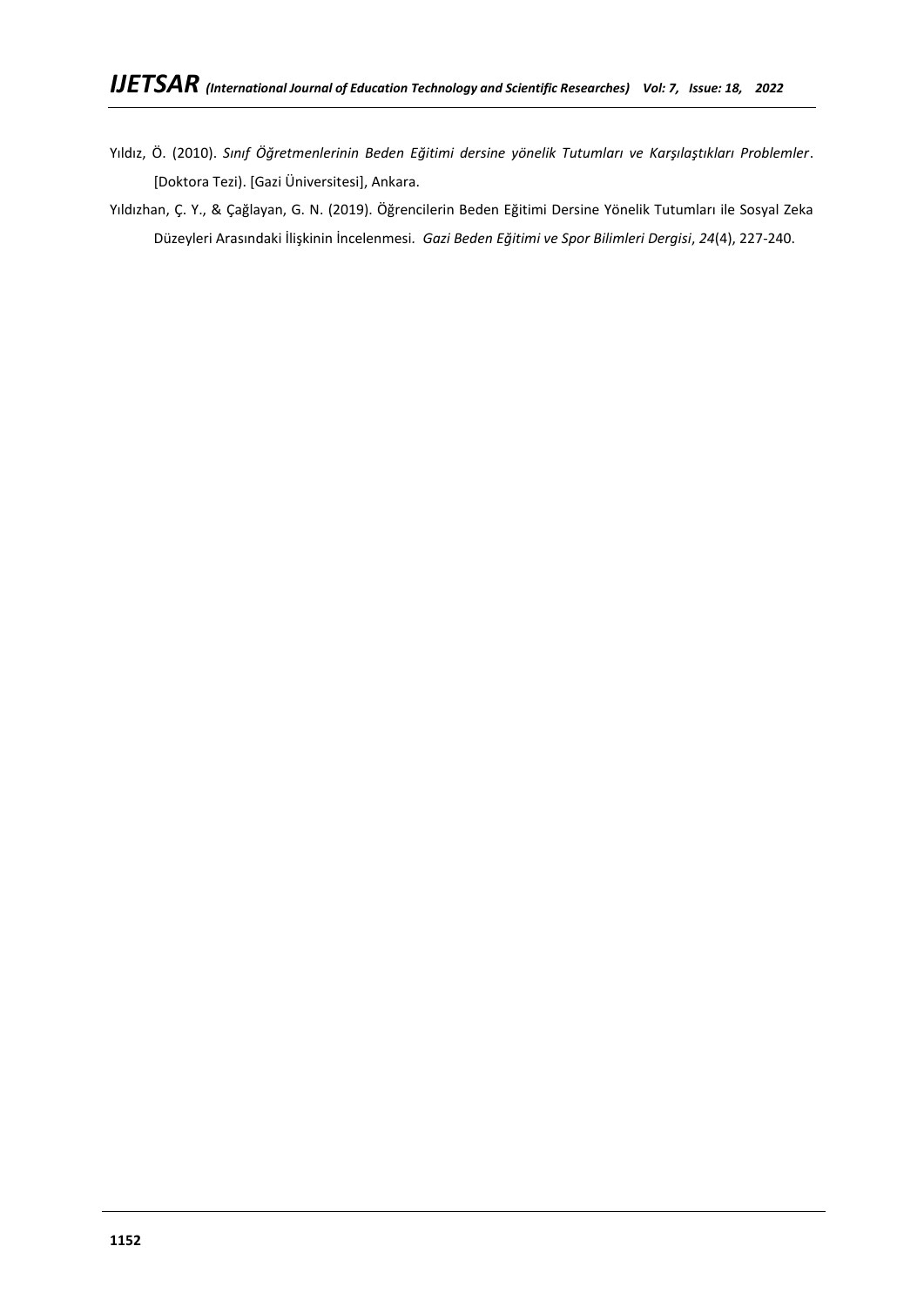Yıldız, Ö. (2010). *Sınıf Öğretmenlerinin Beden Eğitimi dersine yönelik Tutumları ve Karşılaştıkları Problemler*. [Doktora Tezi]. [Gazi Üniversitesi], Ankara.

Yıldızhan, Ç. Y., & Çağlayan, G. N. (2019). Öğrencilerin Beden Eğitimi Dersine Yönelik Tutumları ile Sosyal Zeka Düzeyleri Arasındaki İlişkinin İncelenmesi. *Gazi Beden Eğitimi ve Spor Bilimleri Dergisi*, *24*(4), 227-240.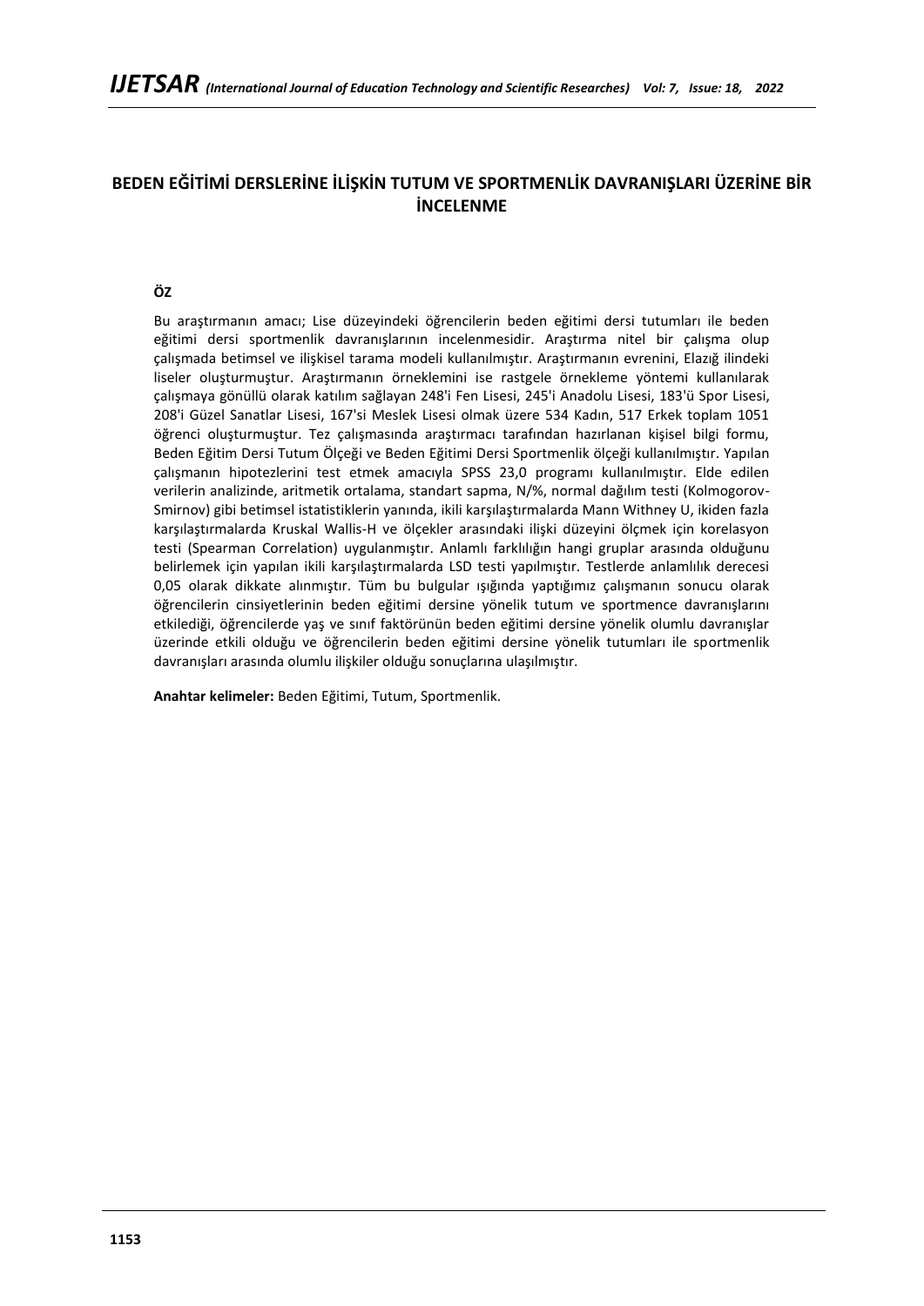# BEDEN EĞİTİMİ DERSLERİNE İLİŞKİN TUTUM VE SPORTMENLİK DAVRANIŞLARI ÜZERİNE BİR İNCELENME

## ÖZ

Bu araştırmanın amacı; Lise düzeyindeki öğrencilerin beden eğitimi dersi tutumları ile beden eğitimi dersi sportmenlik davranışlarının incelenmesidir. Araştırma nitel bir çalışma olup çalışmada betimsel ve ilişkisel tarama modeli kullanılmıştır. Araştırmanın evrenini, Elazığ ilindeki liseler oluşturmuştur. Araştırmanın örneklemini ise rastgele örnekleme yöntemi kullanılarak çalışmaya gönüllü olarak katılım sağlayan 248'i Fen Lisesi, 245'i Anadolu Lisesi, 183'ü Spor Lisesi, 208'i Güzel Sanatlar Lisesi, 167'si Meslek Lisesi olmak üzere 534 Kadın, 517 Erkek toplam 1051 öğrenci oluşturmuştur. Tez çalışmasında araştırmacı tarafından hazırlanan kişisel bilgi formu, Beden Eğitim Dersi Tutum Ölçeği ve Beden Eğitimi Dersi Sportmenlik ölçeği kullanılmıştır. Yapılan çalışmanın hipotezlerini test etmek amacıyla SPSS 23,0 programı kullanılmıştır. Elde edilen verilerin analizinde, aritmetik ortalama, standart sapma, N/%, normal dağılım testi (Kolmogorov-Smirnov) gibi betimsel istatistiklerin yanında, ikili karşılaştırmalarda Mann Withney U, ikiden fazla karşılaştırmalarda Kruskal Wallis-H ve ölçekler arasındaki ilişki düzeyini ölçmek için korelasyon testi (Spearman Correlation) uygulanmıştır. Anlamlı farklılığın hangi gruplar arasında olduğunu belirlemek için yapılan ikili karşılaştırmalarda LSD testi yapılmıştır. Testlerde anlamlılık derecesi 0,05 olarak dikkate alınmıştır. Tüm bu bulgular ışığında yaptığımız çalışmanın sonucu olarak öğrencilerin cinsiyetlerinin beden eğitimi dersine yönelik tutum ve sportmence davranışlarını etkilediği, öğrencilerde yaş ve sınıf faktörünün beden eğitimi dersine yönelik olumlu davranışlar üzerinde etkili olduğu ve öğrencilerin beden eğitimi dersine yönelik tutumları ile sportmenlik davranışları arasında olumlu ilişkiler olduğu sonuçlarına ulaşılmıştır.

**Anahtar kelimeler:** Beden Eğitimi, Tutum, Sportmenlik.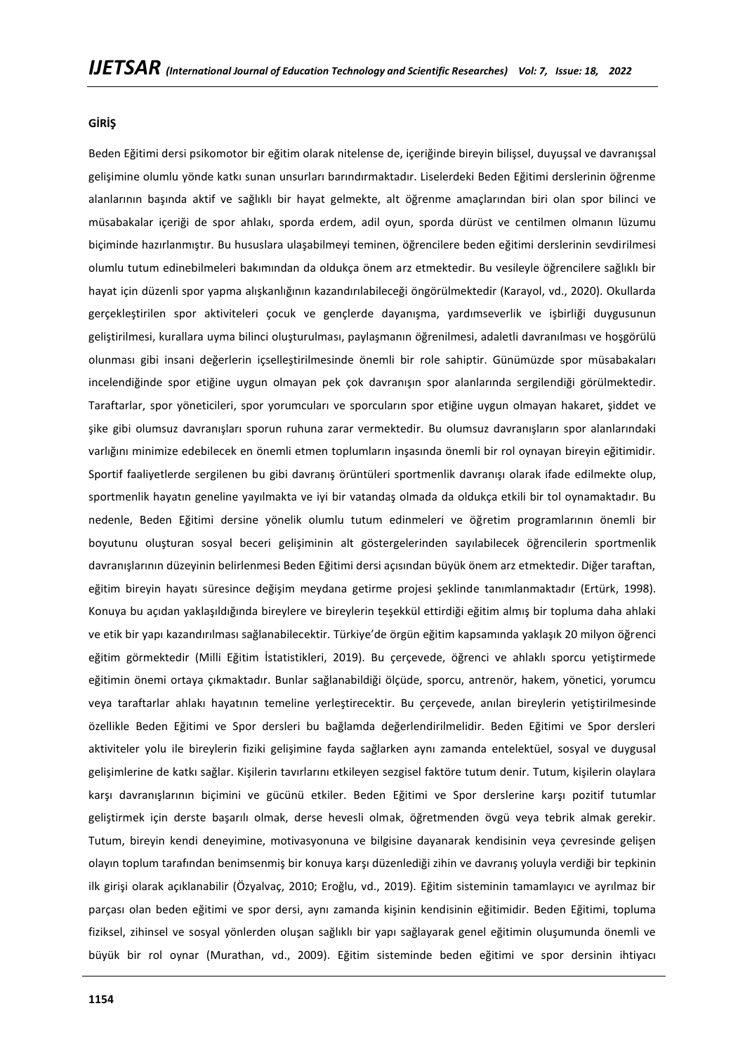## GİRİŞ

Beden Eğitimi dersi psikomotor bir eğitim olarak nitelense de, içeriğinde bireyin bilişsel, duyuşsal ve davranışsal gelişimine olumlu yönde katkı sunan unsurları barındırmaktadır. Liselerdeki Beden Eğitimi derslerinin öğrenme alanlarının başında aktif ve sağlıklı bir hayat gelmekte, alt öğrenme amaçlarından biri olan spor bilinci ve müsabakalar içeriği de spor ahlakı, sporda erdem, adil oyun, sporda dürüst ve centilmen olmanın lüzumu biçiminde hazırlanmıştır. Bu hususlara ulaşabilmeyi teminen, öğrencilere beden eğitimi derslerinin sevdirilmesi olumlu tutum edinebilmeleri bakımından da oldukça önem arz etmektedir. Bu vesileyle öğrencilere sağlıklı bir hayat için düzenli spor yapma alışkanlığının kazandırılabileceği öngörülmektedir (Karayol, vd., 2020). Okullarda gerçekleştirilen spor aktiviteleri çocuk ve gençlerde dayanışma, yardımseverlik ve işbirliği duygusunun geliştirilmesi, kurallara uyma bilinci oluşturulması, paylaşmanın öğrenilmesi, adaletli davranılması ve hoşgörülü olunması gibi insani değerlerin içselleştirilmesinde önemli bir role sahiptir. Günümüzde spor müsabakaları incelendiğinde spor etiğine uygun olmayan pek çok davranışın spor alanlarında sergilendiği görülmektedir. Taraftarlar, spor yöneticileri, spor yorumcuları ve sporcuların spor etiğine uygun olmayan hakaret, şiddet ve şike gibi olumsuz davranışları sporun ruhuna zarar vermektedir. Bu olumsuz davranışların spor alanlarındaki varlığını minimize edebilecek en önemli etmen toplumların inşasında önemli bir rol oynayan bireyin eğitimidir. Sportif faaliyetlerde sergilenen bu gibi davranış örüntüleri sportmenlik davranışı olarak ifade edilmekte olup, sportmenlik hayatın geneline yayılmakta ve iyi bir vatandaş olmada da oldukça etkili bir tol oynamaktadır. Bu nedenle, Beden Eğitimi dersine yönelik olumlu tutum edinmeleri ve öğretim programlarının önemli bir boyutunu oluşturan sosyal beceri gelişiminin alt göstergelerinden sayılabilecek öğrencilerin sportmenlik davranışlarının düzeyinin belirlenmesi Beden Eğitimi dersi açısından büyük önem arz etmektedir. Diğer taraftan, eğitim bireyin hayatı süresince değişim meydana getirme projesi şeklinde tanımlanmaktadır (Ertürk, 1998). Konuya bu açıdan yaklaşıldığında bireylere ve bireylerin teşekkül ettirdiği eğitim almış bir topluma daha ahlaki ve etik bir yapı kazandırılması sağlanabilecektir. Türkiye'de örgün eğitim kapsamında yaklaşık 20 milyon öğrenci eğitim görmektedir (Milli Eğitim İstatistikleri, 2019). Bu çerçevede, öğrenci ve ahlaklı sporcu yetiştirmede eğitimin önemi ortaya çıkmaktadır. Bunlar sağlanabildiği ölçüde, sporcu, antrenör, hakem, yönetici, yorumcu veya taraftarlar ahlakı hayatının temeline yerleştirecektir. Bu çerçevede, anılan bireylerin yetiştirilmesinde özellikle Beden Eğitimi ve Spor dersleri bu bağlamda değerlendirilmelidir. Beden Eğitimi ve Spor dersleri aktiviteler yolu ile bireylerin fiziki gelişimine fayda sağlarken aynı zamanda entelektüel, sosyal ve duygusal gelişimlerine de katkı sağlar. Kişilerin tavırlarını etkileyen sezgisel faktöre tutum denir. Tutum, kişilerin olaylara karşı davranışlarının biçimini ve gücünü etkiler. Beden Eğitimi ve Spor derslerine karşı pozitif tutumlar geliştirmek için derste başarılı olmak, derse hevesli olmak, öğretmenden övgü veya tebrik almak gerekir. Tutum, bireyin kendi deneyimine, motivasyonuna ve bilgisine dayanarak kendisinin veya çevresinde gelişen olayın toplum tarafından benimsenmiş bir konuya karşı düzenlediği zihin ve davranış yoluyla verdiği bir tepkinin ilk girişi olarak açıklanabilir (Özyalvaç, 2010; Eroğlu, vd., 2019). Eğitim sisteminin tamamlayıcı ve ayrılmaz bir parçası olan beden eğitimi ve spor dersi, aynı zamanda kişinin kendisinin eğitimidir. Beden Eğitimi, topluma fiziksel, zihinsel ve sosyal yönlerden oluşan sağlıklı bir yapı sağlayarak genel eğitimin oluşumunda önemli ve büyük bir rol oynar (Murathan, vd., 2009). Eğitim sisteminde beden eğitimi ve spor dersinin ihtiyacı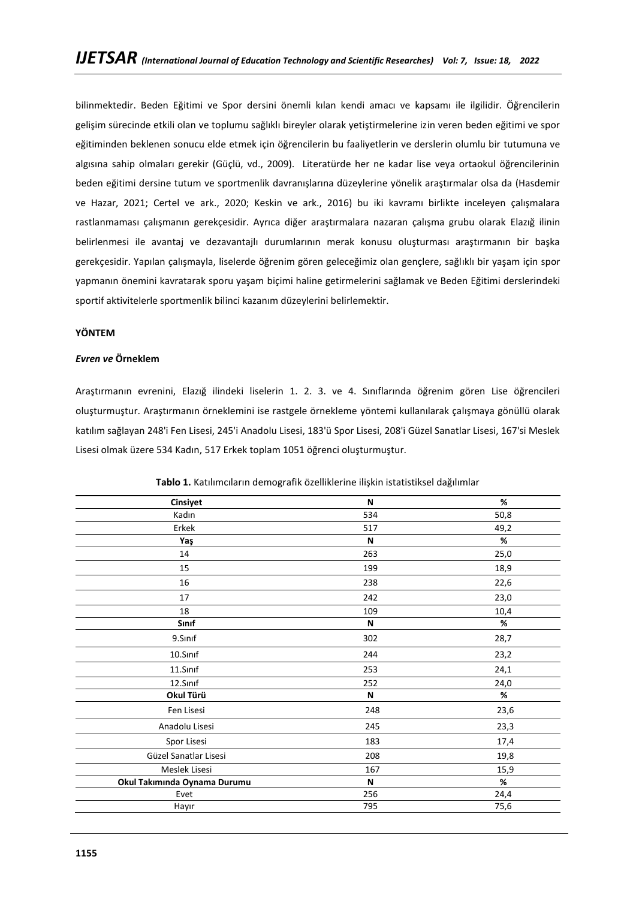bilinmektedir. Beden Eğitimi ve Spor dersini önemli kılan kendi amacı ve kapsamı ile ilgilidir. Öğrencilerin gelişim sürecinde etkili olan ve toplumu sağlıklı bireyler olarak yetiştirmelerine izin veren beden eğitimi ve spor eğitiminden beklenen sonucu elde etmek için öğrencilerin bu faaliyetlerin ve derslerin olumlu bir tutumuna ve algısına sahip olmaları gerekir (Güçlü, vd., 2009). Literatürde her ne kadar lise veya ortaokul öğrencilerinin beden eğitimi dersine tutum ve sportmenlik davranışlarına düzeylerine yönelik araştırmalar olsa da (Hasdemir ve Hazar, 2021; Certel ve ark., 2020; Keskin ve ark., 2016) bu iki kavramı birlikte inceleyen çalışmalara rastlanmaması çalışmanın gerekçesidir. Ayrıca diğer araştırmalara nazaran çalışma grubu olarak Elazığ ilinin belirlenmesi ile avantaj ve dezavantajlı durumlarının merak konusu oluşturması araştırmanın bir başka gerekçesidir. Yapılan çalışmayla, liselerde öğrenim gören geleceğimiz olan gençlere, sağlıklı bir yaşam için spor yapmanın önemini kavratarak sporu yaşam biçimi haline getirmelerini sağlamak ve Beden Eğitimi derslerindeki sportif aktivitelerle sportmenlik bilinci kazanım düzeylerini belirlemektir.

## YÖNTEM

### *Evren ve* Örneklem

Araştırmanın evrenini, Elazığ ilindeki liselerin 1. 2. 3. ve 4. Sınıflarında öğrenim gören Lise öğrencileri oluşturmuştur. Araştırmanın örneklemini ise rastgele örnekleme yöntemi kullanılarak çalışmaya gönüllü olarak katılım sağlayan 248'i Fen Lisesi, 245'i Anadolu Lisesi, 183'ü Spor Lisesi, 208'i Güzel Sanatlar Lisesi, 167'si Meslek Lisesi olmak üzere 534 Kadın, 517 Erkek toplam 1051 öğrenci oluşturmuştur.

**Tablo 1.** Katılımcıların demografik özelliklerine ilişkin istatistiksel dağılımlar

| **Cinsiyet** | **N** | **%** |
|---|---|---|
| Kadın | 534 | 50,8 |
| Erkek | 517 | 49,2 |
| **Yaş** | **N** | **%** |
| 14 | 263 | 25,0 |
| 15 | 199 | 18,9 |
| 16 | 238 | 22,6 |
| 17 | 242 | 23,0 |
| 18 | 109 | 10,4 |
| **Sınıf** | **N** | **%** |
| 9.Sınıf | 302 | 28,7 |
| 10.Sınıf | 244 | 23,2 |
| 11.Sınıf | 253 | 24,1 |
| 12.Sınıf | 252 | 24,0 |
| **Okul Türü** | **N** | **%** |
| Fen Lisesi | 248 | 23,6 |
| Anadolu Lisesi | 245 | 23,3 |
| Spor Lisesi | 183 | 17,4 |
| Güzel Sanatlar Lisesi | 208 | 19,8 |
| Meslek Lisesi | 167 | 15,9 |
| **Okul Takımında Oynama Durumu** | **N** | **%** |
| Evet | 256 | 24,4 |
| Hayır | 795 | 75,6 |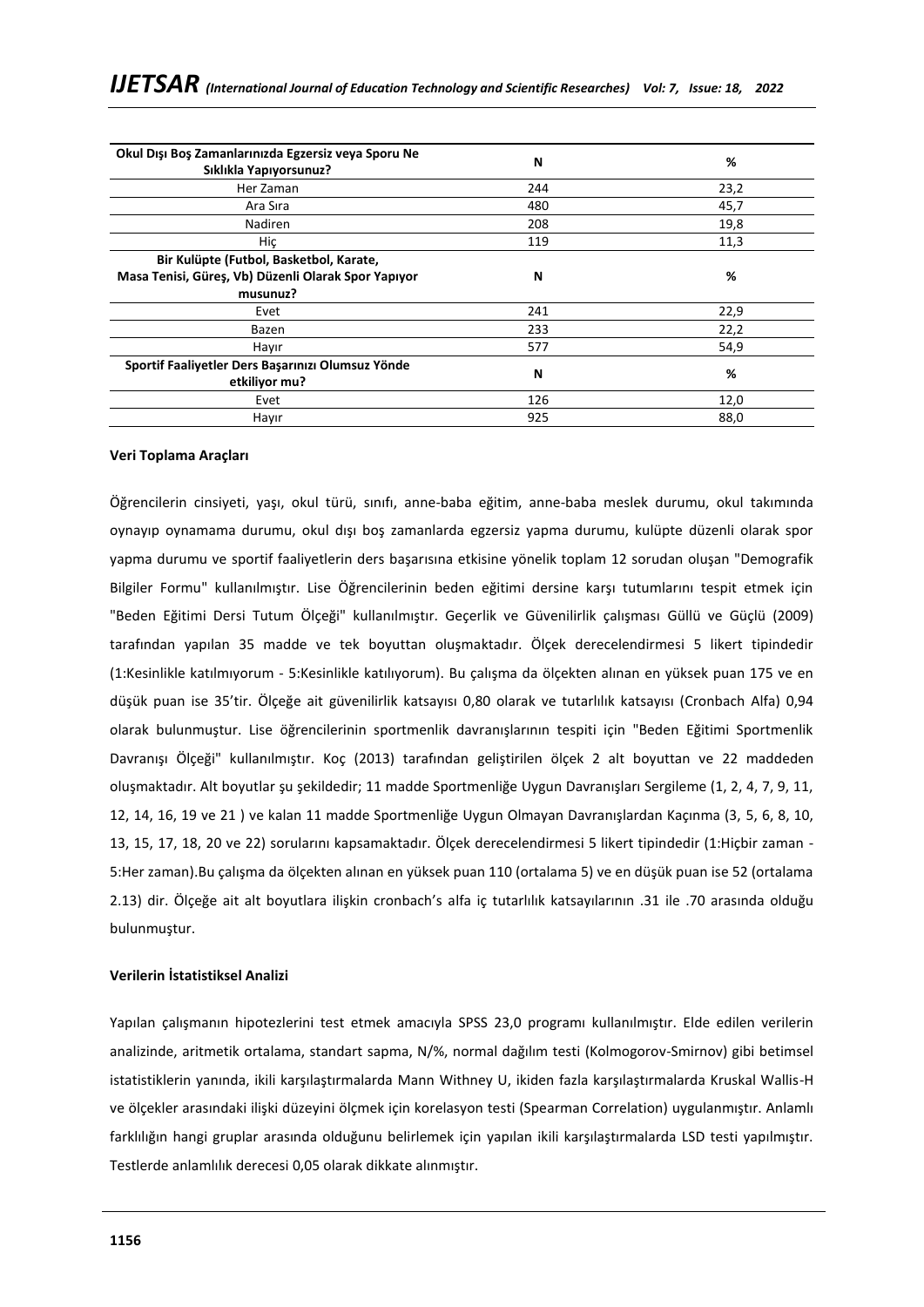| Okul Dışı Boş Zamanlarınızda Egzersiz veya Sporu Ne Sıklıkla Yapıyorsunuz? | N | % |
|---|---|---|
| Her Zaman | 244 | 23,2 |
| Ara Sıra | 480 | 45,7 |
| Nadiren | 208 | 19,8 |
| Hiç | 119 | 11,3 |
| **Bir Kulüpte (Futbol, Basketbol, Karate, Masa Tenisi, Güreş, Vb) Düzenli Olarak Spor Yapıyor musunuz?** | **N** | **%** |
| Evet | 241 | 22,9 |
| Bazen | 233 | 22,2 |
| Hayır | 577 | 54,9 |
| **Sportif Faaliyetler Ders Başarınızı Olumsuz Yönde etkiliyor mu?** | **N** | **%** |
| Evet | 126 | 12,0 |
| Hayır | 925 | 88,0 |

**Veri Toplama Araçları**

Öğrencilerin cinsiyeti, yaşı, okul türü, sınıfı, anne-baba eğitim, anne-baba meslek durumu, okul takımında oynayıp oynamama durumu, okul dışı boş zamanlarda egzersiz yapma durumu, kulüpte düzenli olarak spor yapma durumu ve sportif faaliyetlerin ders başarısına etkisine yönelik toplam 12 sorudan oluşan "Demografik Bilgiler Formu" kullanılmıştır. Lise Öğrencilerinin beden eğitimi dersine karşı tutumlarını tespit etmek için "Beden Eğitimi Dersi Tutum Ölçeği" kullanılmıştır. Geçerlik ve Güvenilirlik çalışması Güllü ve Güçlü (2009) tarafından yapılan 35 madde ve tek boyuttan oluşmaktadır. Ölçek derecelendirmesi 5 likert tipindedir (1:Kesinlikle katılmıyorum - 5:Kesinlikle katılıyorum). Bu çalışma da ölçekten alınan en yüksek puan 175 ve en düşük puan ise 35'tir. Ölçeğe ait güvenilirlik katsayısı 0,80 olarak ve tutarlılık katsayısı (Cronbach Alfa) 0,94 olarak bulunmuştur. Lise öğrencilerinin sportmenlik davranışlarının tespiti için "Beden Eğitimi Sportmenlik Davranışı Ölçeği" kullanılmıştır. Koç (2013) tarafından geliştirilen ölçek 2 alt boyuttan ve 22 maddeden oluşmaktadır. Alt boyutlar şu şekildedir; 11 madde Sportmenliğe Uygun Davranışları Sergileme (1, 2, 4, 7, 9, 11, 12, 14, 16, 19 ve 21 ) ve kalan 11 madde Sportmenliğe Uygun Olmayan Davranışlardan Kaçınma (3, 5, 6, 8, 10, 13, 15, 17, 18, 20 ve 22) sorularını kapsamaktadır. Ölçek derecelendirmesi 5 likert tipindedir (1:Hiçbir zaman - 5:Her zaman).Bu çalışma da ölçekten alınan en yüksek puan 110 (ortalama 5) ve en düşük puan ise 52 (ortalama 2.13) dir. Ölçeğe ait alt boyutlara ilişkin cronbach's alfa iç tutarlılık katsayılarının .31 ile .70 arasında olduğu bulunmuştur.

**Verilerin İstatistiksel Analizi**

Yapılan çalışmanın hipotezlerini test etmek amacıyla SPSS 23,0 programı kullanılmıştır. Elde edilen verilerin analizinde, aritmetik ortalama, standart sapma, N/%, normal dağılım testi (Kolmogorov-Smirnov) gibi betimsel istatistiklerin yanında, ikili karşılaştırmalarda Mann Withney U, ikiden fazla karşılaştırmalarda Kruskal Wallis-H ve ölçekler arasındaki ilişki düzeyini ölçmek için korelasyon testi (Spearman Correlation) uygulanmıştır. Anlamlı farklılığın hangi gruplar arasında olduğunu belirlemek için yapılan ikili karşılaştırmalarda LSD testi yapılmıştır. Testlerde anlamlılık derecesi 0,05 olarak dikkate alınmıştır.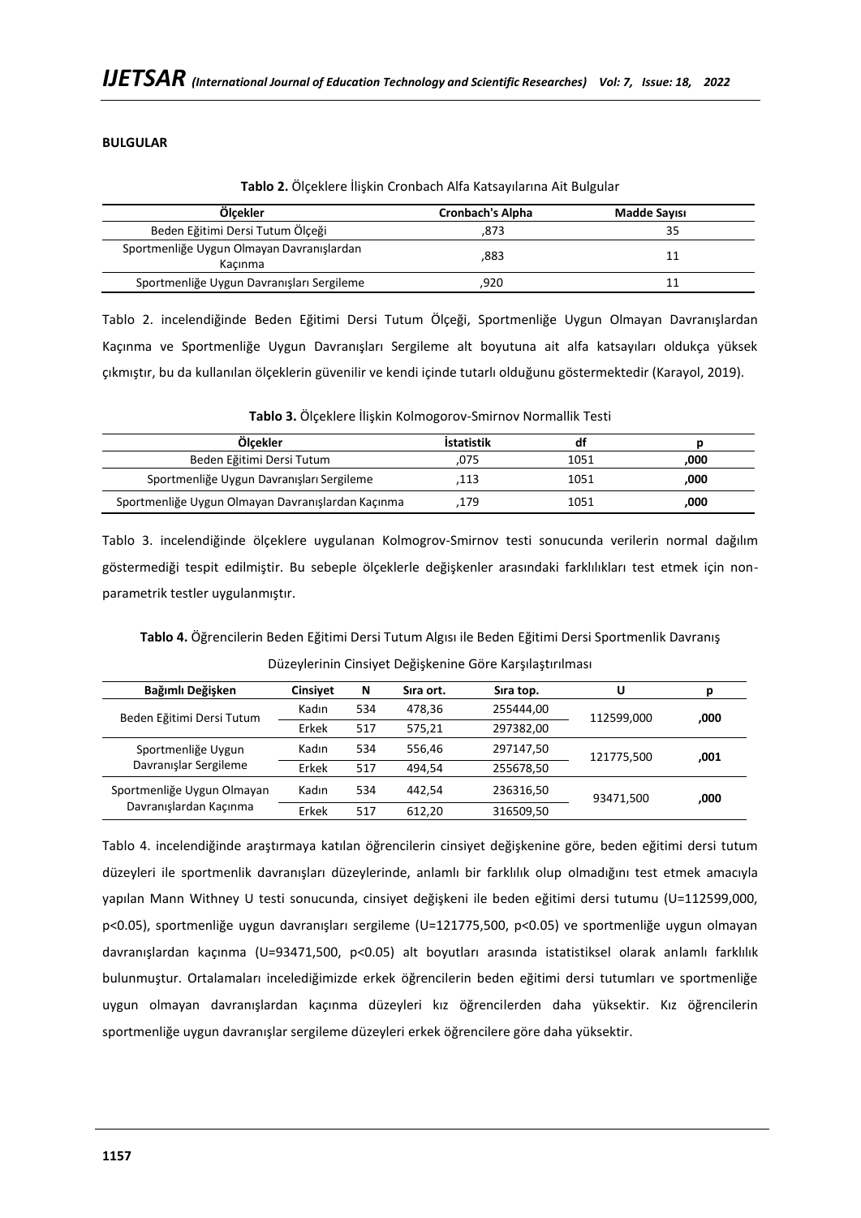**BULGULAR**

**Tablo 2.** Ölçeklere İlişkin Cronbach Alfa Katsayılarına Ait Bulgular

| Ölçekler | Cronbach's Alpha | Madde Sayısı |
|---|---|---|
| Beden Eğitimi Dersi Tutum Ölçeği | ,873 | 35 |
| Sportmenliğe Uygun Olmayan Davranışlardan Kaçınma | ,883 | 11 |
| Sportmenliğe Uygun Davranışları Sergileme | ,920 | 11 |

Tablo 2. incelendiğinde Beden Eğitimi Dersi Tutum Ölçeği, Sportmenliğe Uygun Olmayan Davranışlardan Kaçınma ve Sportmenliğe Uygun Davranışları Sergileme alt boyutuna ait alfa katsayıları oldukça yüksek çıkmıştır, bu da kullanılan ölçeklerin güvenilir ve kendi içinde tutarlı olduğunu göstermektedir (Karayol, 2019).

**Tablo 3.** Ölçeklere İlişkin Kolmogorov-Smirnov Normallik Testi

| Ölçekler | İstatistik | df | p |
|---|---|---|---|
| Beden Eğitimi Dersi Tutum | ,075 | 1051 | **,000** |
| Sportmenliğe Uygun Davranışları Sergileme | ,113 | 1051 | **,000** |
| Sportmenliğe Uygun Olmayan Davranışlardan Kaçınma | ,179 | 1051 | **,000** |

Tablo 3. incelendiğinde ölçeklere uygulanan Kolmogrov-Smirnov testi sonucunda verilerin normal dağılım göstermediği tespit edilmiştir. Bu sebeple ölçeklerle değişkenler arasındaki farklılıkları test etmek için non-parametrik testler uygulanmıştır.

**Tablo 4.** Öğrencilerin Beden Eğitimi Dersi Tutum Algısı ile Beden Eğitimi Dersi Sportmenlik Davranış Düzeylerinin Cinsiyet Değişkenine Göre Karşılaştırılması

| Bağımlı Değişken | Cinsiyet | N | Sıra ort. | Sıra top. | U | p |
|---|---|---|---|---|---|---|
| Beden Eğitimi Dersi Tutum | Kadın | 534 | 478,36 | 255444,00 | 112599,000 | **,000** |
| | Erkek | 517 | 575,21 | 297382,00 | | |
| Sportmenliğe Uygun Davranışlar Sergileme | Kadın | 534 | 556,46 | 297147,50 | 121775,500 | **,001** |
| | Erkek | 517 | 494,54 | 255678,50 | | |
| Sportmenliğe Uygun Olmayan Davranışlardan Kaçınma | Kadın | 534 | 442,54 | 236316,50 | 93471,500 | **,000** |
| | Erkek | 517 | 612,20 | 316509,50 | | |

Tablo 4. incelendiğinde araştırmaya katılan öğrencilerin cinsiyet değişkenine göre, beden eğitimi dersi tutum düzeyleri ile sportmenlik davranışları düzeylerinde, anlamlı bir farklılık olup olmadığını test etmek amacıyla yapılan Mann Withney U testi sonucunda, cinsiyet değişkeni ile beden eğitimi dersi tutumu (U=112599,000, $p<0.05$), sportmenliğe uygun davranışları sergileme (U=121775,500, $p<0.05$) ve sportmenliğe uygun olmayan davranışlardan kaçınma (U=93471,500, $p<0.05$) alt boyutları arasında istatistiksel olarak anlamlı farklılık bulunmuştur. Ortalamaları incelediğimizde erkek öğrencilerin beden eğitimi dersi tutumları ve sportmenliğe uygun olmayan davranışlardan kaçınma düzeyleri kız öğrencilerden daha yüksektir. Kız öğrencilerin sportmenliğe uygun davranışlar sergileme düzeyleri erkek öğrencilere göre daha yüksektir.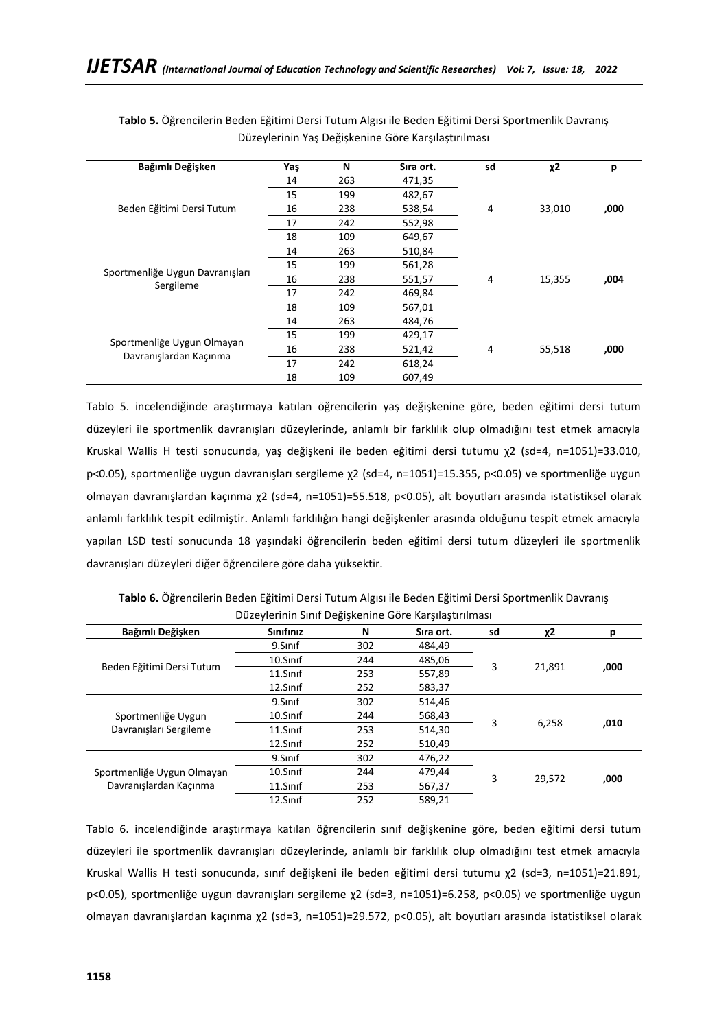**Tablo 5.** Öğrencilerin Beden Eğitimi Dersi Tutum Algısı ile Beden Eğitimi Dersi Sportmenlik Davranış Düzeylerinin Yaş Değişkenine Göre Karşılaştırılması

| Bağımlı Değişken | Yaş | N | Sıra ort. | sd | χ2 | p |
|---|---|---|---|---|---|---|
| Beden Eğitimi Dersi Tutum | 14 | 263 | 471,35 | 4 | 33,010 | **,000** |
| | 15 | 199 | 482,67 | | | |
| | 16 | 238 | 538,54 | | | |
| | 17 | 242 | 552,98 | | | |
| | 18 | 109 | 649,67 | | | |
| Sportmenliğe Uygun Davranışları Sergileme | 14 | 263 | 510,84 | 4 | 15,355 | **,004** |
| | 15 | 199 | 561,28 | | | |
| | 16 | 238 | 551,57 | | | |
| | 17 | 242 | 469,84 | | | |
| | 18 | 109 | 567,01 | | | |
| Sportmenliğe Uygun Olmayan Davranışlardan Kaçınma | 14 | 263 | 484,76 | 4 | 55,518 | **,000** |
| | 15 | 199 | 429,17 | | | |
| | 16 | 238 | 521,42 | | | |
| | 17 | 242 | 618,24 | | | |
| | 18 | 109 | 607,49 | | | |

Tablo 5. incelendiğinde araştırmaya katılan öğrencilerin yaş değişkenine göre, beden eğitimi dersi tutum düzeyleri ile sportmenlik davranışları düzeylerinde, anlamlı bir farklılık olup olmadığını test etmek amacıyla Kruskal Wallis H testi sonucunda, yaş değişkeni ile beden eğitimi dersi tutumu $\chi2$ (sd=4, n=1051)=33.010, $p<0.05$), sportmenliğe uygun davranışları sergileme $\chi2$ (sd=4, n=1051)=15.355, $p<0.05$) ve sportmenliğe uygun olmayan davranışlardan kaçınma $\chi2$ (sd=4, n=1051)=55.518, $p<0.05$), alt boyutları arasında istatistiksel olarak anlamlı farklılık tespit edilmiştir. Anlamlı farklılığın hangi değişkenler arasında olduğunu tespit etmek amacıyla yapılan LSD testi sonucunda 18 yaşındaki öğrencilerin beden eğitimi dersi tutum düzeyleri ile sportmenlik davranışları düzeyleri diğer öğrencilere göre daha yüksektir.

**Tablo 6.** Öğrencilerin Beden Eğitimi Dersi Tutum Algısı ile Beden Eğitimi Dersi Sportmenlik Davranış Düzeylerinin Sınıf Değişkenine Göre Karşılaştırılması

| Bağımlı Değişken | Sınıfınız | N | Sıra ort. | sd | χ2 | p |
|---|---|---|---|---|---|---|
| Beden Eğitimi Dersi Tutum | 9.Sınıf | 302 | 484,49 | 3 | 21,891 | **,000** |
| | 10.Sınıf | 244 | 485,06 | | | |
| | 11.Sınıf | 253 | 557,89 | | | |
| | 12.Sınıf | 252 | 583,37 | | | |
| Sportmenliğe Uygun Davranışları Sergileme | 9.Sınıf | 302 | 514,46 | 3 | 6,258 | **,010** |
| | 10.Sınıf | 244 | 568,43 | | | |
| | 11.Sınıf | 253 | 514,30 | | | |
| | 12.Sınıf | 252 | 510,49 | | | |
| Sportmenliğe Uygun Olmayan Davranışlardan Kaçınma | 9.Sınıf | 302 | 476,22 | 3 | 29,572 | **,000** |
| | 10.Sınıf | 244 | 479,44 | | | |
| | 11.Sınıf | 253 | 567,37 | | | |
| | 12.Sınıf | 252 | 589,21 | | | |

Tablo 6. incelendiğinde araştırmaya katılan öğrencilerin sınıf değişkenine göre, beden eğitimi dersi tutum düzeyleri ile sportmenlik davranışları düzeylerinde, anlamlı bir farklılık olup olmadığını test etmek amacıyla Kruskal Wallis H testi sonucunda, sınıf değişkeni ile beden eğitimi dersi tutumu $\chi2$ (sd=3, n=1051)=21.891, $p<0.05$), sportmenliğe uygun davranışları sergileme $\chi2$ (sd=3, n=1051)=6.258, $p<0.05$) ve sportmenliğe uygun olmayan davranışlardan kaçınma $\chi2$ (sd=3, n=1051)=29.572, $p<0.05$), alt boyutları arasında istatistiksel olarak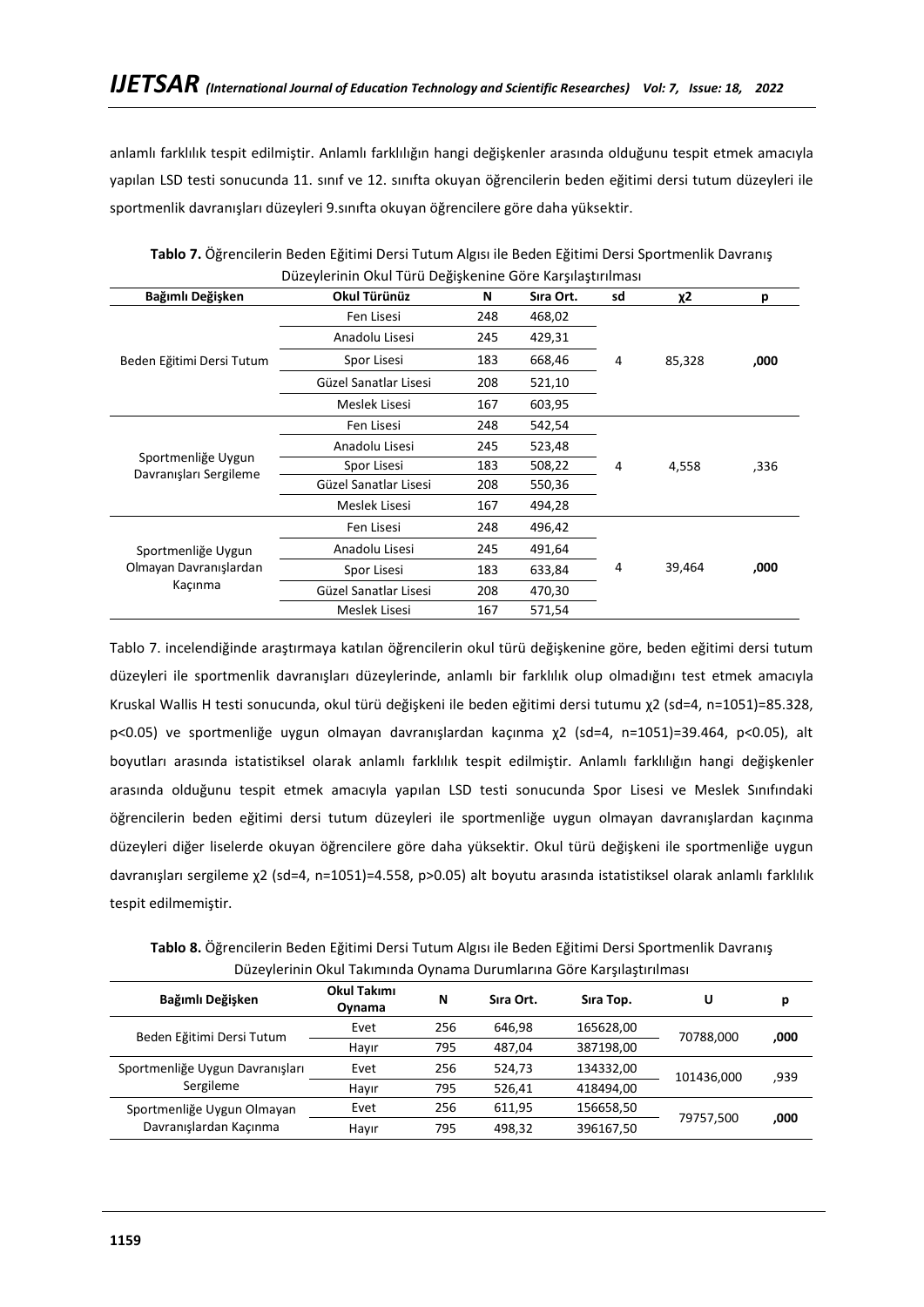anlamlı farklılık tespit edilmiştir. Anlamlı farklılığın hangi değişkenler arasında olduğunu tespit etmek amacıyla yapılan LSD testi sonucunda 11. sınıf ve 12. sınıfta okuyan öğrencilerin beden eğitimi dersi tutum düzeyleri ile sportmenlik davranışları düzeyleri 9.sınıfta okuyan öğrencilere göre daha yüksektir.

**Tablo 7.** Öğrencilerin Beden Eğitimi Dersi Tutum Algısı ile Beden Eğitimi Dersi Sportmenlik Davranış Düzeylerinin Okul Türü Değişkenine Göre Karşılaştırılması

| Bağımlı Değişken | Okul Türünüz | N | Sıra Ort. | sd | χ2 | p |
|---|---|---|---|---|---|---|
| Beden Eğitimi Dersi Tutum | Fen Lisesi | 248 | 468,02 | 4 | 85,328 | **,000** |
| | Anadolu Lisesi | 245 | 429,31 | | | |
| | Spor Lisesi | 183 | 668,46 | | | |
| | Güzel Sanatlar Lisesi | 208 | 521,10 | | | |
| | Meslek Lisesi | 167 | 603,95 | | | |
| Sportmenliğe Uygun Davranışları Sergileme | Fen Lisesi | 248 | 542,54 | 4 | 4,558 | ,336 |
| | Anadolu Lisesi | 245 | 523,48 | | | |
| | Spor Lisesi | 183 | 508,22 | | | |
| | Güzel Sanatlar Lisesi | 208 | 550,36 | | | |
| | Meslek Lisesi | 167 | 494,28 | | | |
| Sportmenliğe Uygun Olmayan Davranışlardan Kaçınma | Fen Lisesi | 248 | 496,42 | 4 | 39,464 | **,000** |
| | Anadolu Lisesi | 245 | 491,64 | | | |
| | Spor Lisesi | 183 | 633,84 | | | |
| | Güzel Sanatlar Lisesi | 208 | 470,30 | | | |
| | Meslek Lisesi | 167 | 571,54 | | | |

Tablo 7. incelendiğinde araştırmaya katılan öğrencilerin okul türü değişkenine göre, beden eğitimi dersi tutum düzeyleri ile sportmenlik davranışları düzeylerinde, anlamlı bir farklılık olup olmadığını test etmek amacıyla Kruskal Wallis H testi sonucunda, okul türü değişkeni ile beden eğitimi dersi tutumu $\chi^2$ (sd=4, n=1051)=85.328, $p<0.05$) ve sportmenliğe uygun olmayan davranışlardan kaçınma $\chi^2$ (sd=4, n=1051)=39.464, $p<0.05$), alt boyutları arasında istatistiksel olarak anlamlı farklılık tespit edilmiştir. Anlamlı farklılığın hangi değişkenler arasında olduğunu tespit etmek amacıyla yapılan LSD testi sonucunda Spor Lisesi ve Meslek Sınıfındaki öğrencilerin beden eğitimi dersi tutum düzeyleri ile sportmenliğe uygun olmayan davranışlardan kaçınma düzeyleri diğer liselerde okuyan öğrencilere göre daha yüksektir. Okul türü değişkeni ile sportmenliğe uygun davranışları sergileme $\chi^2$ (sd=4, n=1051)=4.558, $p>0.05$) alt boyutu arasında istatistiksel olarak anlamlı farklılık tespit edilmemiştir.

**Tablo 8.** Öğrencilerin Beden Eğitimi Dersi Tutum Algısı ile Beden Eğitimi Dersi Sportmenlik Davranış Düzeylerinin Okul Takımında Oynama Durumlarına Göre Karşılaştırılması

| Bağımlı Değişken | Okul Takımı Oynama | N | Sıra Ort. | Sıra Top. | U | p |
|---|---|---|---|---|---|---|
| Beden Eğitimi Dersi Tutum | Evet | 256 | 646,98 | 165628,00 | 70788,000 | **,000** |
| | Hayır | 795 | 487,04 | 387198,00 | | |
| Sportmenliğe Uygun Davranışları Sergileme | Evet | 256 | 524,73 | 134332,00 | 101436,000 | ,939 |
| | Hayır | 795 | 526,41 | 418494,00 | | |
| Sportmenliğe Uygun Olmayan Davranışlardan Kaçınma | Evet | 256 | 611,95 | 156658,50 | 79757,500 | **,000** |
| | Hayır | 795 | 498,32 | 396167,50 | | |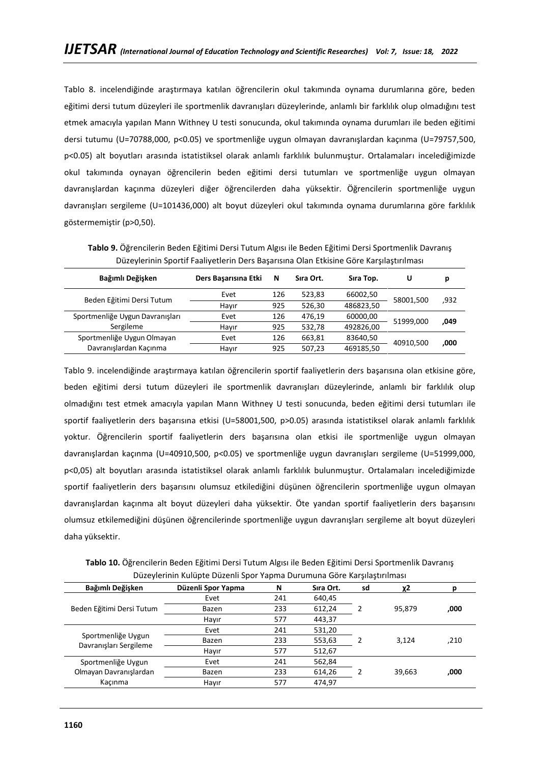Tablo 8. incelendiğinde araştırmaya katılan öğrencilerin okul takımında oynama durumlarına göre, beden eğitimi dersi tutum düzeyleri ile sportmenlik davranışları düzeylerinde, anlamlı bir farklılık olup olmadığını test etmek amacıyla yapılan Mann Withney U testi sonucunda, okul takımında oynama durumları ile beden eğitimi dersi tutumu (U=70788,000, p<0.05) ve sportmenliğe uygun olmayan davranışlardan kaçınma (U=79757,500, p<0.05) alt boyutları arasında istatistiksel olarak anlamlı farklılık bulunmuştur. Ortalamaları incelediğimizde okul takımında oynayan öğrencilerin beden eğitimi dersi tutumları ve sportmenliğe uygun olmayan davranışlardan kaçınma düzeyleri diğer öğrencilerden daha yüksektir. Öğrencilerin sportmenliğe uygun davranışları sergileme (U=101436,000) alt boyut düzeyleri okul takımında oynama durumlarına göre farklılık göstermemiştir (p>0,50).

**Tablo 9.** Öğrencilerin Beden Eğitimi Dersi Tutum Algısı ile Beden Eğitimi Dersi Sportmenlik Davranış Düzeylerinin Sportif Faaliyetlerin Ders Başarısına Olan Etkisine Göre Karşılaştırılması

| Bağımlı Değişken | Ders Başarısına Etki | N | Sıra Ort. | Sıra Top. | U | p |
|---|---|---|---|---|---|---|
| Beden Eğitimi Dersi Tutum | Evet | 126 | 523,83 | 66002,50 | 58001,500 | ,932 |
| | Hayır | 925 | 526,30 | 486823,50 | | |
| Sportmenliğe Uygun Davranışları Sergileme | Evet | 126 | 476,19 | 60000,00 | 51999,000 | **,049** |
| | Hayır | 925 | 532,78 | 492826,00 | | |
| Sportmenliğe Uygun Olmayan Davranışlardan Kaçınma | Evet | 126 | 663,81 | 83640,50 | 40910,500 | **,000** |
| | Hayır | 925 | 507,23 | 469185,50 | | |

Tablo 9. incelendiğinde araştırmaya katılan öğrencilerin sportif faaliyetlerin ders başarısına olan etkisine göre, beden eğitimi dersi tutum düzeyleri ile sportmenlik davranışları düzeylerinde, anlamlı bir farklılık olup olmadığını test etmek amacıyla yapılan Mann Withney U testi sonucunda, beden eğitimi dersi tutumları ile sportif faaliyetlerin ders başarısına etkisi (U=58001,500, p>0.05) arasında istatistiksel olarak anlamlı farklılık yoktur. Öğrencilerin sportif faaliyetlerin ders başarısına olan etkisi ile sportmenliğe uygun olmayan davranışlardan kaçınma (U=40910,500, p<0.05) ve sportmenliğe uygun davranışları sergileme (U=51999,000, p<0,05) alt boyutları arasında istatistiksel olarak anlamlı farklılık bulunmuştur. Ortalamaları incelediğimizde sportif faaliyetlerin ders başarısını olumsuz etkilediğini düşünen öğrencilerin sportmenliğe uygun olmayan davranışlardan kaçınma alt boyut düzeyleri daha yüksektir. Öte yandan sportif faaliyetlerin ders başarısını olumsuz etkilemediğini düşünen öğrencilerinde sportmenliğe uygun davranışları sergileme alt boyut düzeyleri daha yüksektir.

**Tablo 10.** Öğrencilerin Beden Eğitimi Dersi Tutum Algısı ile Beden Eğitimi Dersi Sportmenlik Davranış Düzeylerinin Kulüpte Düzenli Spor Yapma Durumuna Göre Karşılaştırılması

| Bağımlı Değişken | Düzenli Spor Yapma | N | Sıra Ort. | sd | χ2 | p |
|---|---|---|---|---|---|---|
| Beden Eğitimi Dersi Tutum | Evet | 241 | 640,45 | 2 | 95,879 | **,000** |
| | Bazen | 233 | 612,24 | | | |
| | Hayır | 577 | 443,37 | | | |
| Sportmenliğe Uygun Davranışları Sergileme | Evet | 241 | 531,20 | 2 | 3,124 | ,210 |
| | Bazen | 233 | 553,63 | | | |
| | Hayır | 577 | 512,67 | | | |
| Sportmenliğe Uygun Olmayan Davranışlardan Kaçınma | Evet | 241 | 562,84 | 2 | 39,663 | **,000** |
| | Bazen | 233 | 614,26 | | | |
| | Hayır | 577 | 474,97 | | | |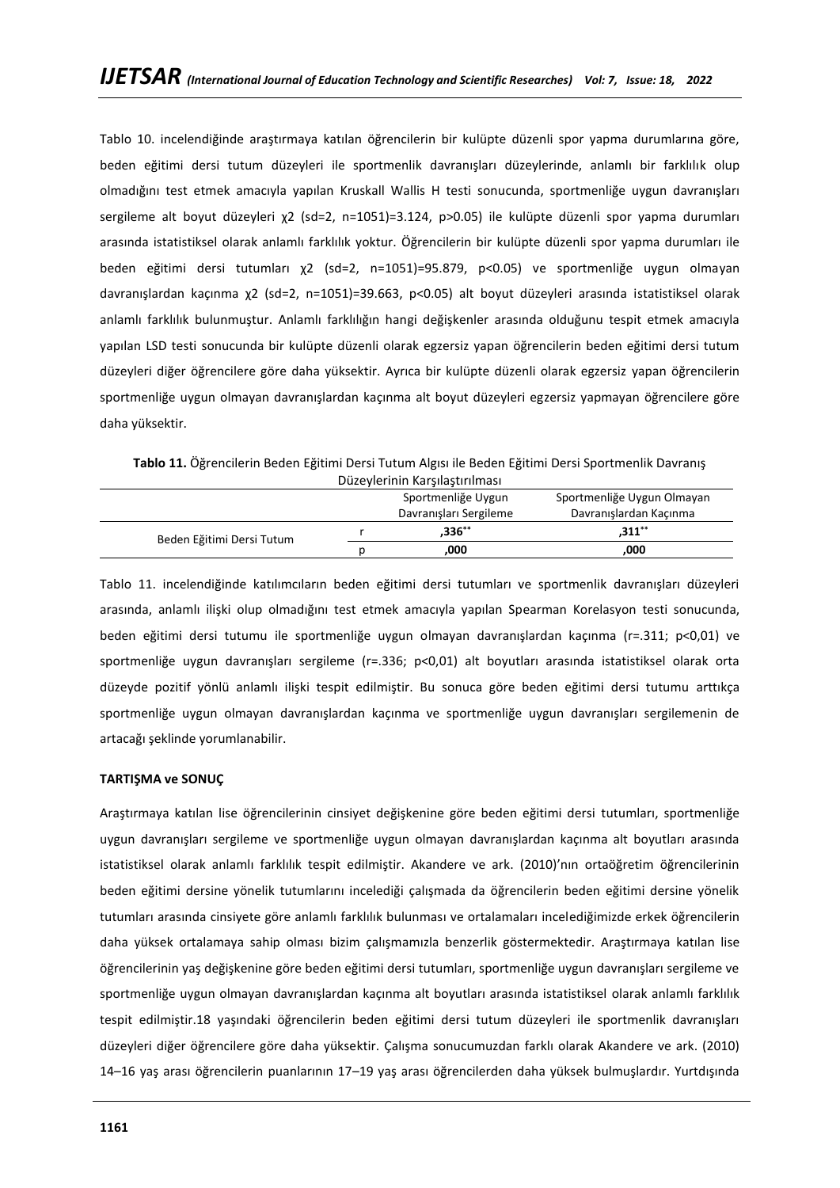Tablo 10. incelendiğinde araştırmaya katılan öğrencilerin bir kulüpte düzenli spor yapma durumlarına göre, beden eğitimi dersi tutum düzeyleri ile sportmenlik davranışları düzeylerinde, anlamlı bir farklılık olup olmadığını test etmek amacıyla yapılan Kruskall Wallis H testi sonucunda, sportmenliğe uygun davranışları sergileme alt boyut düzeyleri $\chi 2$ (sd=2, n=1051)=3.124, p>0.05) ile kulüpte düzenli spor yapma durumları arasında istatistiksel olarak anlamlı farklılık yoktur. Öğrencilerin bir kulüpte düzenli spor yapma durumları ile beden eğitimi dersi tutumları $\chi 2$ (sd=2, n=1051)=95.879, p<0.05) ve sportmenliğe uygun olmayan davranışlardan kaçınma $\chi 2$ (sd=2, n=1051)=39.663, p<0.05) alt boyut düzeyleri arasında istatistiksel olarak anlamlı farklılık bulunmuştur. Anlamlı farklılığın hangi değişkenler arasında olduğunu tespit etmek amacıyla yapılan LSD testi sonucunda bir kulüpte düzenli olarak egzersiz yapan öğrencilerin beden eğitimi dersi tutum düzeyleri diğer öğrencilere göre daha yüksektir. Ayrıca bir kulüpte düzenli olarak egzersiz yapan öğrencilerin sportmenliğe uygun olmayan davranışlardan kaçınma alt boyut düzeyleri egzersiz yapmayan öğrencilere göre daha yüksektir.

**Tablo 11.** Öğrencilerin Beden Eğitimi Dersi Tutum Algısı ile Beden Eğitimi Dersi Sportmenlik Davranış Düzeylerinin Karşılaştırılması

| | | Sportmenliğe Uygun Davranışları Sergileme | Sportmenliğe Uygun Olmayan Davranışlardan Kaçınma |
|---|---|---|---|
| Beden Eğitimi Dersi Tutum | r | **,336**** | **,311**** |
| | p | **,000** | **,000** |

Tablo 11. incelendiğinde katılımcıların beden eğitimi dersi tutumları ve sportmenlik davranışları düzeyleri arasında, anlamlı ilişki olup olmadığını test etmek amacıyla yapılan Spearman Korelasyon testi sonucunda, beden eğitimi dersi tutumu ile sportmenliğe uygun olmayan davranışlardan kaçınma (r=.311; p<0,01) ve sportmenliğe uygun davranışları sergileme (r=.336; p<0,01) alt boyutları arasında istatistiksel olarak orta düzeyde pozitif yönlü anlamlı ilişki tespit edilmiştir. Bu sonuca göre beden eğitimi dersi tutumu arttıkça sportmenliğe uygun olmayan davranışlardan kaçınma ve sportmenliğe uygun davranışları sergilemenin de artacağı şeklinde yorumlanabilir.

**TARTIŞMA ve SONUÇ**

Araştırmaya katılan lise öğrencilerinin cinsiyet değişkenine göre beden eğitimi dersi tutumları, sportmenliğe uygun davranışları sergileme ve sportmenliğe uygun olmayan davranışlardan kaçınma alt boyutları arasında istatistiksel olarak anlamlı farklılık tespit edilmiştir. Akandere ve ark. (2010)'nın ortaöğretim öğrencilerinin beden eğitimi dersine yönelik tutumlarını incelediği çalışmada da öğrencilerin beden eğitimi dersine yönelik tutumları arasında cinsiyete göre anlamlı farklılık bulunması ve ortalamaları incelediğimizde erkek öğrencilerin daha yüksek ortalamaya sahip olması bizim çalışmamızla benzerlik göstermektedir. Araştırmaya katılan lise öğrencilerinin yaş değişkenine göre beden eğitimi dersi tutumları, sportmenliğe uygun davranışları sergileme ve sportmenliğe uygun olmayan davranışlardan kaçınma alt boyutları arasında istatistiksel olarak anlamlı farklılık tespit edilmiştir.18 yaşındaki öğrencilerin beden eğitimi dersi tutum düzeyleri ile sportmenlik davranışları düzeyleri diğer öğrencilere göre daha yüksektir. Çalışma sonucumuzdan farklı olarak Akandere ve ark. (2010) 14–16 yaş arası öğrencilerin puanlarının 17–19 yaş arası öğrencilerden daha yüksek bulmuşlardır. Yurtdışında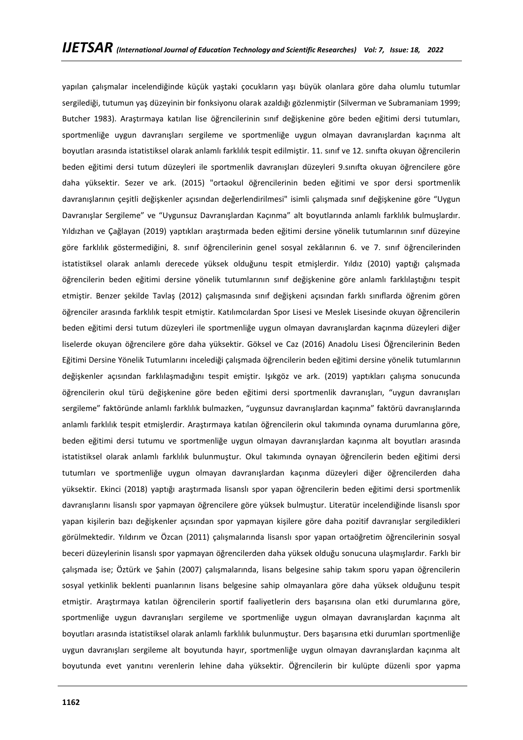yapılan çalışmalar incelendiğinde küçük yaştaki çocukların yaşı büyük olanlara göre daha olumlu tutumlar sergilediği, tutumun yaş düzeyinin bir fonksiyonu olarak azaldığı gözlenmiştir (Silverman ve Subramaniam 1999; Butcher 1983). Araştırmaya katılan lise öğrencilerinin sınıf değişkenine göre beden eğitimi dersi tutumları, sportmenliğe uygun davranışları sergileme ve sportmenliğe uygun olmayan davranışlardan kaçınma alt boyutları arasında istatistiksel olarak anlamlı farklılık tespit edilmiştir. 11. sınıf ve 12. sınıfta okuyan öğrencilerin beden eğitimi dersi tutum düzeyleri ile sportmenlik davranışları düzeyleri 9.sınıfta okuyan öğrencilere göre daha yüksektir. Sezer ve ark. (2015) "ortaokul öğrencilerinin beden eğitimi ve spor dersi sportmenlik davranışlarının çeşitli değişkenler açısından değerlendirilmesi" isimli çalışmada sınıf değişkenine göre "Uygun Davranışlar Sergileme" ve "Uygunsuz Davranışlardan Kaçınma" alt boyutlarında anlamlı farklılık bulmuşlardır. Yıldızhan ve Çağlayan (2019) yaptıkları araştırmada beden eğitimi dersine yönelik tutumlarının sınıf düzeyine göre farklılık göstermediğini, 8. sınıf öğrencilerinin genel sosyal zekâlarının 6. ve 7. sınıf öğrencilerinden istatistiksel olarak anlamlı derecede yüksek olduğunu tespit etmişlerdir. Yıldız (2010) yaptığı çalışmada öğrencilerin beden eğitimi dersine yönelik tutumlarının sınıf değişkenine göre anlamlı farklılaştığını tespit etmiştir. Benzer şekilde Tavlaş (2012) çalışmasında sınıf değişkeni açısından farklı sınıflarda öğrenim gören öğrenciler arasında farklılık tespit etmiştir. Katılımcılardan Spor Lisesi ve Meslek Lisesinde okuyan öğrencilerin beden eğitimi dersi tutum düzeyleri ile sportmenliğe uygun olmayan davranışlardan kaçınma düzeyleri diğer liselerde okuyan öğrencilere göre daha yüksektir. Göksel ve Caz (2016) Anadolu Lisesi Öğrencilerinin Beden Eğitimi Dersine Yönelik Tutumlarını incelediği çalışmada öğrencilerin beden eğitimi dersine yönelik tutumlarının değişkenler açısından farklılaşmadığını tespit emiştir. Işıkgöz ve ark. (2019) yaptıkları çalışma sonucunda öğrencilerin okul türü değişkenine göre beden eğitimi dersi sportmenlik davranışları, "uygun davranışları sergileme" faktöründe anlamlı farklılık bulmazken, "uygunsuz davranışlardan kaçınma" faktörü davranışlarında anlamlı farklılık tespit etmişlerdir. Araştırmaya katılan öğrencilerin okul takımında oynama durumlarına göre, beden eğitimi dersi tutumu ve sportmenliğe uygun olmayan davranışlardan kaçınma alt boyutları arasında istatistiksel olarak anlamlı farklılık bulunmuştur. Okul takımında oynayan öğrencilerin beden eğitimi dersi tutumları ve sportmenliğe uygun olmayan davranışlardan kaçınma düzeyleri diğer öğrencilerden daha yüksektir. Ekinci (2018) yaptığı araştırmada lisanslı spor yapan öğrencilerin beden eğitimi dersi sportmenlik davranışlarını lisanslı spor yapmayan öğrencilere göre yüksek bulmuştur. Literatür incelendiğinde lisanslı spor yapan kişilerin bazı değişkenler açısından spor yapmayan kişilere göre daha pozitif davranışlar sergiledikleri görülmektedir. Yıldırım ve Özcan (2011) çalışmalarında lisanslı spor yapan ortaöğretim öğrencilerinin sosyal beceri düzeylerinin lisanslı spor yapmayan öğrencilerden daha yüksek olduğu sonucuna ulaşmışlardır. Farklı bir çalışmada ise; Öztürk ve Şahin (2007) çalışmalarında, lisans belgesine sahip takım sporu yapan öğrencilerin sosyal yetkinlik beklenti puanlarının lisans belgesine sahip olmayanlara göre daha yüksek olduğunu tespit etmiştir. Araştırmaya katılan öğrencilerin sportif faaliyetlerin ders başarısına olan etki durumlarına göre, sportmenliğe uygun davranışları sergileme ve sportmenliğe uygun olmayan davranışlardan kaçınma alt boyutları arasında istatistiksel olarak anlamlı farklılık bulunmuştur. Ders başarısına etki durumları sportmenliğe uygun davranışları sergileme alt boyutunda hayır, sportmenliğe uygun olmayan davranışlardan kaçınma alt boyutunda evet yanıtını verenlerin lehine daha yüksektir. Öğrencilerin bir kulüpte düzenli spor yapma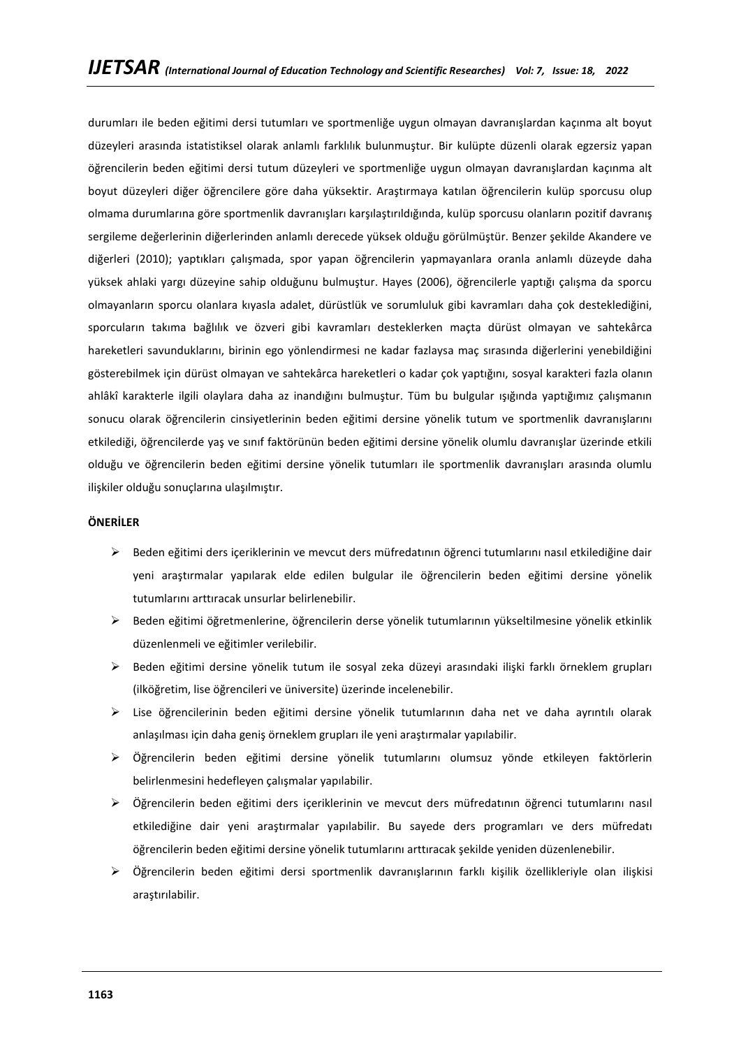durumları ile beden eğitimi dersi tutumları ve sportmenliğe uygun olmayan davranışlardan kaçınma alt boyut düzeyleri arasında istatistiksel olarak anlamlı farklılık bulunmuştur. Bir kulüpte düzenli olarak egzersiz yapan öğrencilerin beden eğitimi dersi tutum düzeyleri ve sportmenliğe uygun olmayan davranışlardan kaçınma alt boyut düzeyleri diğer öğrencilere göre daha yüksektir. Araştırmaya katılan öğrencilerin kulüp sporcusu olup olmama durumlarına göre sportmenlik davranışları karşılaştırıldığında, kulüp sporcusu olanların pozitif davranış sergileme değerlerinin diğerlerinden anlamlı derecede yüksek olduğu görülmüştür. Benzer şekilde Akandere ve diğerleri (2010); yaptıkları çalışmada, spor yapan öğrencilerin yapmayanlara oranla anlamlı düzeyde daha yüksek ahlaki yargı düzeyine sahip olduğunu bulmuştur. Hayes (2006), öğrencilerle yaptığı çalışma da sporcu olmayanların sporcu olanlara kıyasla adalet, dürüstlük ve sorumluluk gibi kavramları daha çok desteklediğini, sporcuların takıma bağlılık ve özveri gibi kavramları desteklerken maçta dürüst olmayan ve sahtekârca hareketleri savunduklarını, birinin ego yönlendirmesi ne kadar fazlaysa maç sırasında diğerlerini yenebildiğini gösterebilmek için dürüst olmayan ve sahtekârca hareketleri o kadar çok yaptığını, sosyal karakteri fazla olanın ahlâkî karakterle ilgili olaylara daha az inandığını bulmuştur. Tüm bu bulgular ışığında yaptığımız çalışmanın sonucu olarak öğrencilerin cinsiyetlerinin beden eğitimi dersine yönelik tutum ve sportmenlik davranışlarını etkilediği, öğrencilerde yaş ve sınıf faktörünün beden eğitimi dersine yönelik olumlu davranışlar üzerinde etkili olduğu ve öğrencilerin beden eğitimi dersine yönelik tutumları ile sportmenlik davranışları arasında olumlu ilişkiler olduğu sonuçlarına ulaşılmıştır.

**ÖNERİLER**

- Beden eğitimi ders içeriklerinin ve mevcut ders müfredatının öğrenci tutumlarını nasıl etkilediğine dair yeni araştırmalar yapılarak elde edilen bulgular ile öğrencilerin beden eğitimi dersine yönelik tutumlarını arttıracak unsurlar belirlenebilir.
- Beden eğitimi öğretmenlerine, öğrencilerin derse yönelik tutumlarının yükseltilmesine yönelik etkinlik düzenlenmeli ve eğitimler verilebilir.
- Beden eğitimi dersine yönelik tutum ile sosyal zeka düzeyi arasındaki ilişki farklı örneklem grupları (ilköğretim, lise öğrencileri ve üniversite) üzerinde incelenebilir.
- Lise öğrencilerinin beden eğitimi dersine yönelik tutumlarının daha net ve daha ayrıntılı olarak anlaşılması için daha geniş örneklem grupları ile yeni araştırmalar yapılabilir.
- Öğrencilerin beden eğitimi dersine yönelik tutumlarını olumsuz yönde etkileyen faktörlerin belirlenmesini hedefleyen çalışmalar yapılabilir.
- Öğrencilerin beden eğitimi ders içeriklerinin ve mevcut ders müfredatının öğrenci tutumlarını nasıl etkilediğine dair yeni araştırmalar yapılabilir. Bu sayede ders programları ve ders müfredatı öğrencilerin beden eğitimi dersine yönelik tutumlarını arttıracak şekilde yeniden düzenlenebilir.
- Öğrencilerin beden eğitimi dersi sportmenlik davranışlarının farklı kişilik özellikleriyle olan ilişkisi araştırılabilir.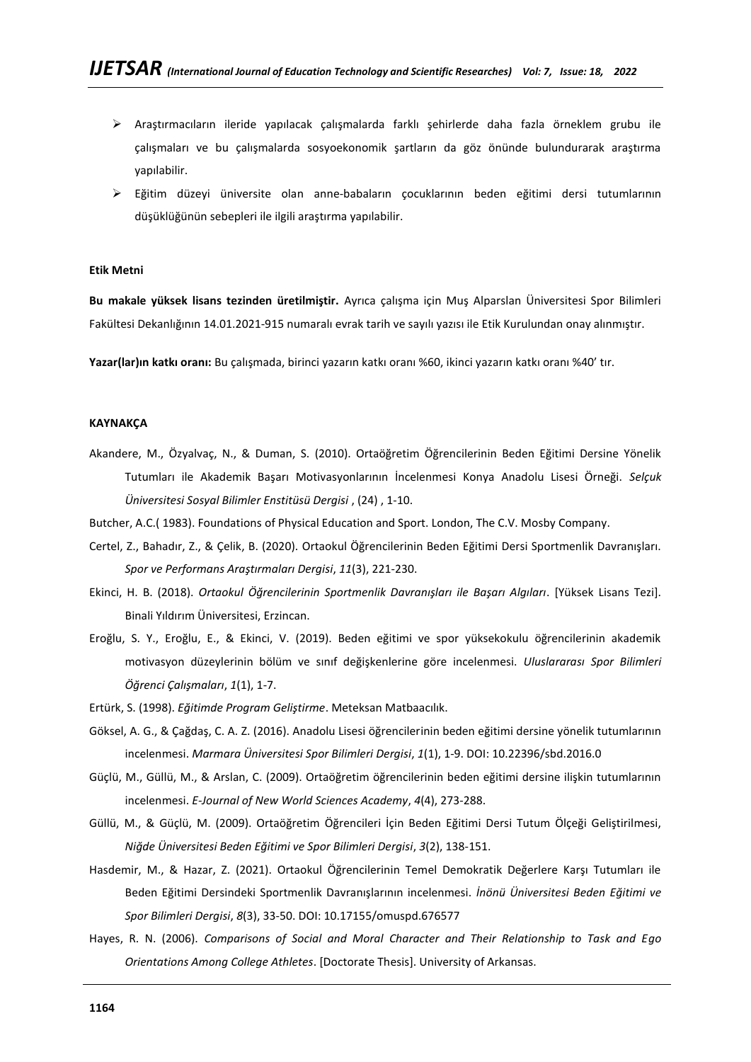- Araştırmacıların ileride yapılacak çalışmalarda farklı şehirlerde daha fazla örneklem grubu ile çalışmaları ve bu çalışmalarda sosyoekonomik şartların da göz önünde bulundurarak araştırma yapılabilir.
- Eğitim düzeyi üniversite olan anne-babaların çocuklarının beden eğitimi dersi tutumlarının düşüklüğünün sebepleri ile ilgili araştırma yapılabilir.

**Etik Metni**

**Bu makale yüksek lisans tezinden üretilmiştir.** Ayrıca çalışma için Muş Alparslan Üniversitesi Spor Bilimleri Fakültesi Dekanlığının 14.01.2021-915 numaralı evrak tarih ve sayılı yazısı ile Etik Kurulundan onay alınmıştır.

**Yazar(lar)ın katkı oranı:** Bu çalışmada, birinci yazarın katkı oranı %60, ikinci yazarın katkı oranı %40' tır.

**KAYNAKÇA**

Akandere, M., Özyalvaç, N., & Duman, S. (2010). Ortaöğretim Öğrencilerinin Beden Eğitimi Dersine Yönelik Tutumları ile Akademik Başarı Motivasyonlarının İncelenmesi Konya Anadolu Lisesi Örneği. *Selçuk Üniversitesi Sosyal Bilimler Enstitüsü Dergisi* , (24) , 1-10.

Butcher, A.C.( 1983). Foundations of Physical Education and Sport. London, The C.V. Mosby Company.

Certel, Z., Bahadır, Z., & Çelik, B. (2020). Ortaokul Öğrencilerinin Beden Eğitimi Dersi Sportmenlik Davranışları. *Spor ve Performans Araştırmaları Dergisi*, *11*(3), 221-230.

Ekinci, H. B. (2018). *Ortaokul Öğrencilerinin Sportmenlik Davranışları ile Başarı Algıları*. [Yüksek Lisans Tezi]. Binali Yıldırım Üniversitesi, Erzincan.

Eroğlu, S. Y., Eroğlu, E., & Ekinci, V. (2019). Beden eğitimi ve spor yüksekokulu öğrencilerinin akademik motivasyon düzeylerinin bölüm ve sınıf değişkenlerine göre incelenmesi. *Uluslararası Spor Bilimleri Öğrenci Çalışmaları*, *1*(1), 1-7.

Ertürk, S. (1998). *Eğitimde Program Geliştirme*. Meteksan Matbaacılık.

Göksel, A. G., & Çağdaş, C. A. Z. (2016). Anadolu Lisesi öğrencilerinin beden eğitimi dersine yönelik tutumlarının incelenmesi. *Marmara Üniversitesi Spor Bilimleri Dergisi*, *1*(1), 1-9. DOI: 10.22396/sbd.2016.0

Güçlü, M., Güllü, M., & Arslan, C. (2009). Ortaöğretim öğrencilerinin beden eğitimi dersine ilişkin tutumlarının incelenmesi. *E-Journal of New World Sciences Academy*, *4*(4), 273-288.

Güllü, M., & Güçlü, M. (2009). Ortaöğretim Öğrencileri İçin Beden Eğitimi Dersi Tutum Ölçeği Geliştirilmesi, *Niğde Üniversitesi Beden Eğitimi ve Spor Bilimleri Dergisi*, *3*(2), 138-151.

Hasdemir, M., & Hazar, Z. (2021). Ortaokul Öğrencilerinin Temel Demokratik Değerlere Karşı Tutumları ile Beden Eğitimi Dersindeki Sportmenlik Davranışlarının incelenmesi. *İnönü Üniversitesi Beden Eğitimi ve Spor Bilimleri Dergisi*, *8*(3), 33-50. DOI: 10.17155/omuspd.676577

Hayes, R. N. (2006). *Comparisons of Social and Moral Character and Their Relationship to Task and Ego Orientations Among College Athletes*. [Doctorate Thesis]. University of Arkansas.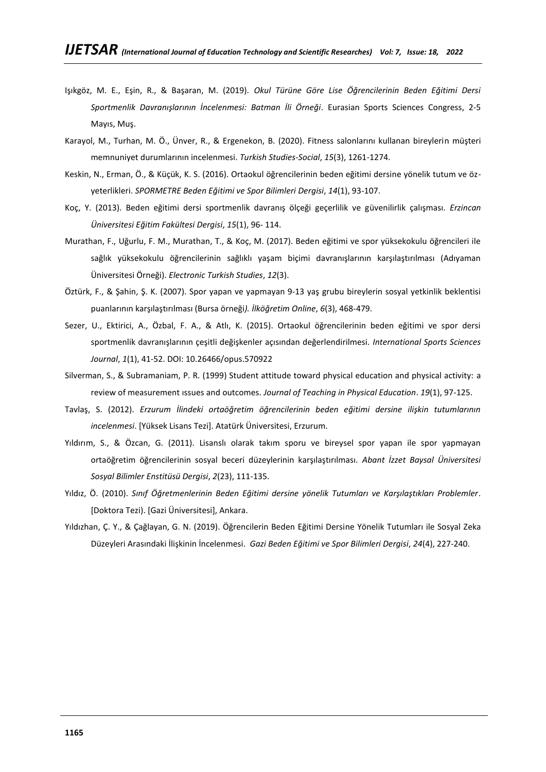Işıkgöz, M. E., Eşin, R., & Başaran, M. (2019). *Okul Türüne Göre Lise Öğrencilerinin Beden Eğitimi Dersi Sportmenlik Davranışlarının İncelenmesi: Batman İli Örneği*. Eurasian Sports Sciences Congress, 2-5 Mayıs, Muş.

Karayol, M., Turhan, M. Ö., Ünver, R., & Ergenekon, B. (2020). Fitness salonlarını kullanan bireylerin müşteri memnuniyet durumlarının incelenmesi. *Turkish Studies-Social*, *15*(3), 1261-1274.

Keskin, N., Erman, Ö., & Küçük, K. S. (2016). Ortaokul öğrencilerinin beden eğitimi dersine yönelik tutum ve öz-yeterlikleri. *SPORMETRE Beden Eğitimi ve Spor Bilimleri Dergisi*, *14*(1), 93-107.

Koç, Y. (2013). Beden eğitimi dersi sportmenlik davranış ölçeği geçerlilik ve güvenilirlik çalışması. *Erzincan Üniversitesi Eğitim Fakültesi Dergisi*, *15*(1), 96- 114.

Murathan, F., Uğurlu, F. M., Murathan, T., & Koç, M. (2017). Beden eğitimi ve spor yüksekokulu öğrencileri ile sağlık yüksekokulu öğrencilerinin sağlıklı yaşam biçimi davranışlarının karşılaştırılması (Adıyaman Üniversitesi Örneği). *Electronic Turkish Studies*, *12*(3).

Öztürk, F., & Şahin, Ş. K. (2007). Spor yapan ve yapmayan 9-13 yaş grubu bireylerin sosyal yetkinlik beklentisi puanlarının karşılaştırılması (Bursa örneği*). İlköğretim Online*, *6*(3), 468-479.

Sezer, U., Ektirici, A., Özbal, F. A., & Atlı, K. (2015). Ortaokul öğrencilerinin beden eğitimi ve spor dersi sportmenlik davranışlarının çeşitli değişkenler açısından değerlendirilmesi. *International Sports Sciences Journal*, *1*(1), 41-52. DOI: 10.26466/opus.570922

Silverman, S., & Subramaniam, P. R. (1999) Student attitude toward physical education and physical activity: a review of measurement ıssues and outcomes. *Journal of Teaching in Physical Education*. *19*(1), 97-125.

Tavlaş, S. (2012). *Erzurum İlindeki ortaöğretim öğrencilerinin beden eğitimi dersine ilişkin tutumlarının incelenmesi*. [Yüksek Lisans Tezi]. Atatürk Üniversitesi, Erzurum.

Yıldırım, S., & Özcan, G. (2011). Lisanslı olarak takım sporu ve bireysel spor yapan ile spor yapmayan ortaöğretim öğrencilerinin sosyal beceri düzeylerinin karşılaştırılması. *Abant İzzet Baysal Üniversitesi Sosyal Bilimler Enstitüsü Dergisi*, *2*(23), 111-135.

Yıldız, Ö. (2010). *Sınıf Öğretmenlerinin Beden Eğitimi dersine yönelik Tutumları ve Karşılaştıkları Problemler*. [Doktora Tezi). [Gazi Üniversitesi], Ankara.

Yıldızhan, Ç. Y., & Çağlayan, G. N. (2019). Öğrencilerin Beden Eğitimi Dersine Yönelik Tutumları ile Sosyal Zeka Düzeyleri Arasındaki İlişkinin İncelenmesi. *Gazi Beden Eğitimi ve Spor Bilimleri Dergisi*, *24*(4), 227-240.